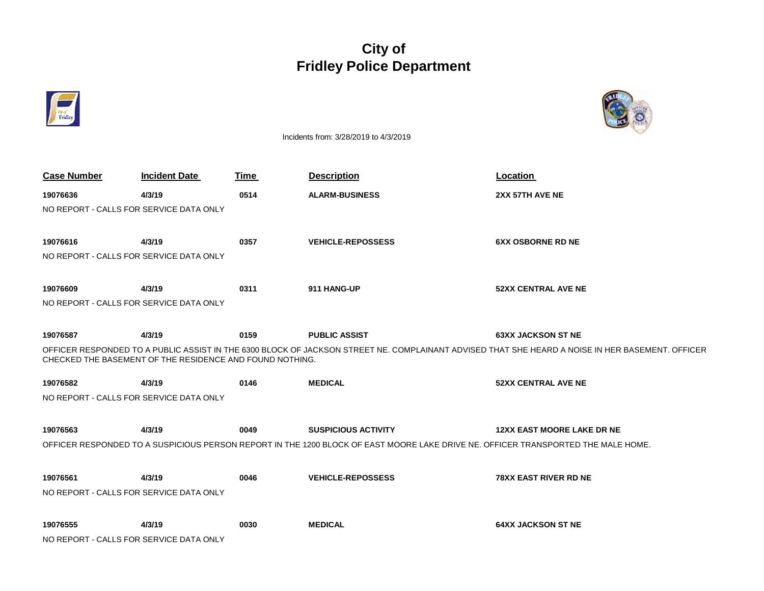# City of
# Fridley Police Department

Incidents from: 3/28/2019 to 4/3/2019

| Case Number | Incident Date | Time | Description | Location |
|---|---|---|---|---|
| 19076636 | 4/3/19 | 0514 | ALARM-BUSINESS | 2XX 57TH AVE NE |

NO REPORT - CALLS FOR SERVICE DATA ONLY

| Case Number | Incident Date | Time | Description | Location |
|---|---|---|---|---|
| 19076616 | 4/3/19 | 0357 | VEHICLE-REPOSSESS | 6XX OSBORNE RD NE |

NO REPORT - CALLS FOR SERVICE DATA ONLY

| Case Number | Incident Date | Time | Description | Location |
|---|---|---|---|---|
| 19076609 | 4/3/19 | 0311 | 911 HANG-UP | 52XX CENTRAL AVE NE |

NO REPORT - CALLS FOR SERVICE DATA ONLY

| Case Number | Incident Date | Time | Description | Location |
|---|---|---|---|---|
| 19076587 | 4/3/19 | 0159 | PUBLIC ASSIST | 63XX JACKSON ST NE |

OFFICER RESPONDED TO A PUBLIC ASSIST IN THE 6300 BLOCK OF JACKSON STREET NE. COMPLAINANT ADVISED THAT SHE HEARD A NOISE IN HER BASEMENT. OFFICER CHECKED THE BASEMENT OF THE RESIDENCE AND FOUND NOTHING.

| Case Number | Incident Date | Time | Description | Location |
|---|---|---|---|---|
| 19076582 | 4/3/19 | 0146 | MEDICAL | 52XX CENTRAL AVE NE |

NO REPORT - CALLS FOR SERVICE DATA ONLY

| Case Number | Incident Date | Time | Description | Location |
|---|---|---|---|---|
| 19076563 | 4/3/19 | 0049 | SUSPICIOUS ACTIVITY | 12XX EAST MOORE LAKE DR NE |

OFFICER RESPONDED TO A SUSPICIOUS PERSON REPORT IN THE 1200 BLOCK OF EAST MOORE LAKE DRIVE NE. OFFICER TRANSPORTED THE MALE HOME.

| Case Number | Incident Date | Time | Description | Location |
|---|---|---|---|---|
| 19076561 | 4/3/19 | 0046 | VEHICLE-REPOSSESS | 78XX EAST RIVER RD NE |

NO REPORT - CALLS FOR SERVICE DATA ONLY

| Case Number | Incident Date | Time | Description | Location |
|---|---|---|---|---|
| 19076555 | 4/3/19 | 0030 | MEDICAL | 64XX JACKSON ST NE |

NO REPORT - CALLS FOR SERVICE DATA ONLY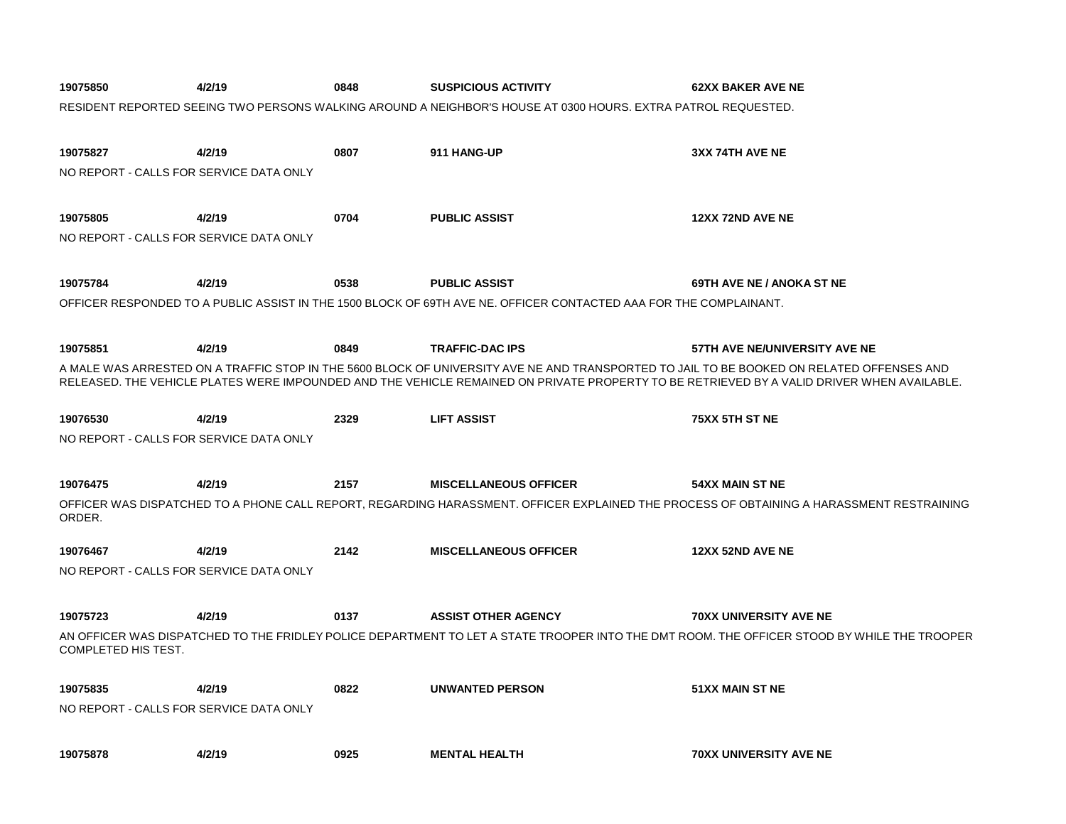**19075850** **4/2/19** **0848** **SUSPICIOUS ACTIVITY** **62XX BAKER AVE NE**

RESIDENT REPORTED SEEING TWO PERSONS WALKING AROUND A NEIGHBOR'S HOUSE AT 0300 HOURS. EXTRA PATROL REQUESTED.

**19075827** **4/2/19** **0807** **911 HANG-UP** **3XX 74TH AVE NE**

NO REPORT - CALLS FOR SERVICE DATA ONLY

**19075805** **4/2/19** **0704** **PUBLIC ASSIST** **12XX 72ND AVE NE**

NO REPORT - CALLS FOR SERVICE DATA ONLY

**19075784** **4/2/19** **0538** **PUBLIC ASSIST** **69TH AVE NE / ANOKA ST NE**

OFFICER RESPONDED TO A PUBLIC ASSIST IN THE 1500 BLOCK OF 69TH AVE NE. OFFICER CONTACTED AAA FOR THE COMPLAINANT.

**19075851** **4/2/19** **0849** **TRAFFIC-DAC IPS** **57TH AVE NE/UNIVERSITY AVE NE**

A MALE WAS ARRESTED ON A TRAFFIC STOP IN THE 5600 BLOCK OF UNIVERSITY AVE NE AND TRANSPORTED TO JAIL TO BE BOOKED ON RELATED OFFENSES AND RELEASED. THE VEHICLE PLATES WERE IMPOUNDED AND THE VEHICLE REMAINED ON PRIVATE PROPERTY TO BE RETRIEVED BY A VALID DRIVER WHEN AVAILABLE.

**19076530** **4/2/19** **2329** **LIFT ASSIST** **75XX 5TH ST NE**

NO REPORT - CALLS FOR SERVICE DATA ONLY

**19076475** **4/2/19** **2157** **MISCELLANEOUS OFFICER** **54XX MAIN ST NE**

OFFICER WAS DISPATCHED TO A PHONE CALL REPORT, REGARDING HARASSMENT. OFFICER EXPLAINED THE PROCESS OF OBTAINING A HARASSMENT RESTRAINING ORDER.

**19076467** **4/2/19** **2142** **MISCELLANEOUS OFFICER** **12XX 52ND AVE NE**

NO REPORT - CALLS FOR SERVICE DATA ONLY

**19075723** **4/2/19** **0137** **ASSIST OTHER AGENCY** **70XX UNIVERSITY AVE NE**

AN OFFICER WAS DISPATCHED TO THE FRIDLEY POLICE DEPARTMENT TO LET A STATE TROOPER INTO THE DMT ROOM. THE OFFICER STOOD BY WHILE THE TROOPER COMPLETED HIS TEST.

**19075835** **4/2/19** **0822** **UNWANTED PERSON** **51XX MAIN ST NE**

NO REPORT - CALLS FOR SERVICE DATA ONLY

**19075878** **4/2/19** **0925** **MENTAL HEALTH** **70XX UNIVERSITY AVE NE**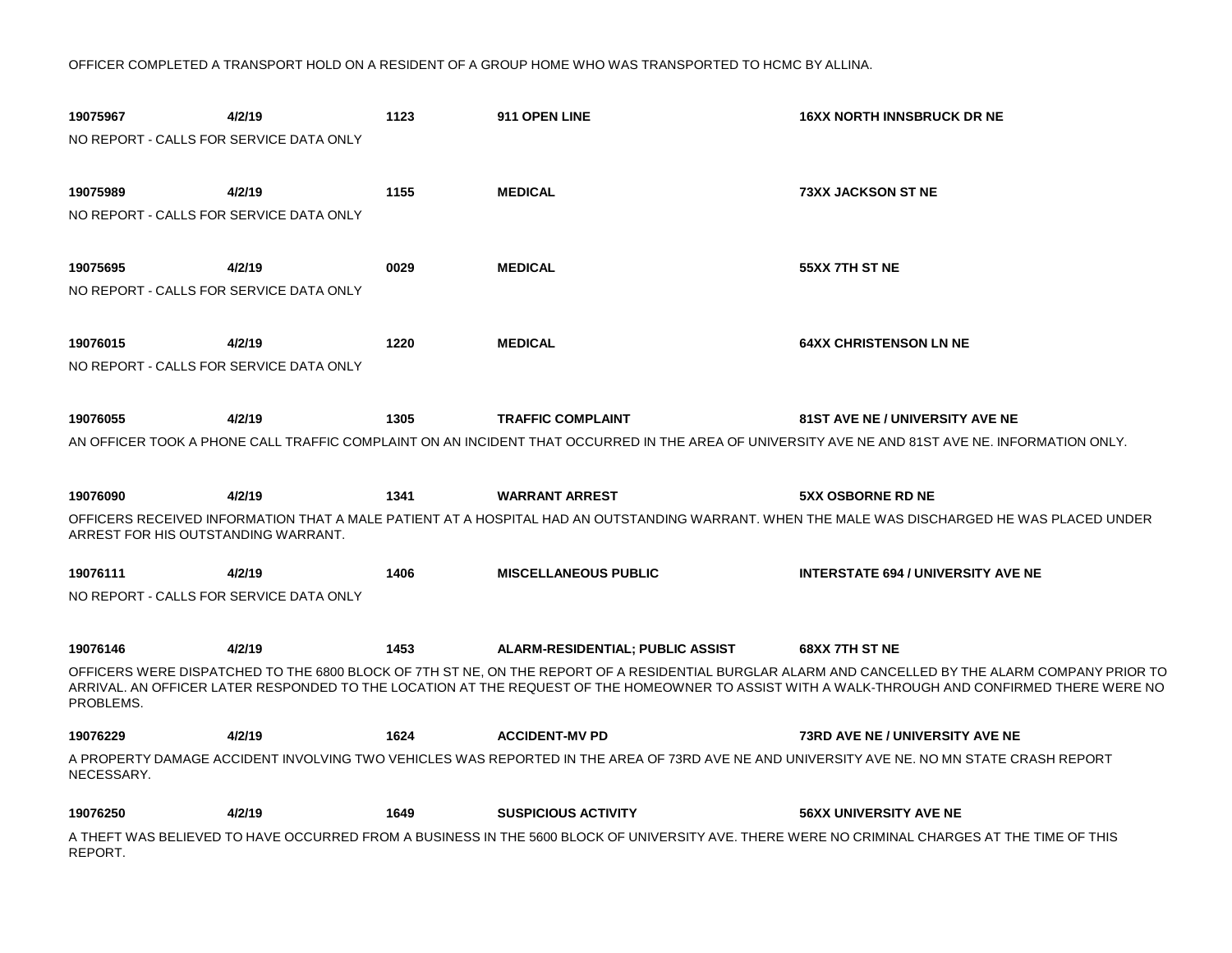OFFICER COMPLETED A TRANSPORT HOLD ON A RESIDENT OF A GROUP HOME WHO WAS TRANSPORTED TO HCMC BY ALLINA.

**19075967** **4/2/19** **1123** **911 OPEN LINE** **16XX NORTH INNSBRUCK DR NE**

NO REPORT - CALLS FOR SERVICE DATA ONLY

**19075989** **4/2/19** **1155** **MEDICAL** **73XX JACKSON ST NE**

NO REPORT - CALLS FOR SERVICE DATA ONLY

**19075695** **4/2/19** **0029** **MEDICAL** **55XX 7TH ST NE**

NO REPORT - CALLS FOR SERVICE DATA ONLY

**19076015** **4/2/19** **1220** **MEDICAL** **64XX CHRISTENSON LN NE**

NO REPORT - CALLS FOR SERVICE DATA ONLY

**19076055** **4/2/19** **1305** **TRAFFIC COMPLAINT** **81ST AVE NE / UNIVERSITY AVE NE**

AN OFFICER TOOK A PHONE CALL TRAFFIC COMPLAINT ON AN INCIDENT THAT OCCURRED IN THE AREA OF UNIVERSITY AVE NE AND 81ST AVE NE. INFORMATION ONLY.

**19076090** **4/2/19** **1341** **WARRANT ARREST** **5XX OSBORNE RD NE**

OFFICERS RECEIVED INFORMATION THAT A MALE PATIENT AT A HOSPITAL HAD AN OUTSTANDING WARRANT. WHEN THE MALE WAS DISCHARGED HE WAS PLACED UNDER ARREST FOR HIS OUTSTANDING WARRANT.

**19076111** **4/2/19** **1406** **MISCELLANEOUS PUBLIC** **INTERSTATE 694 / UNIVERSITY AVE NE**

NO REPORT - CALLS FOR SERVICE DATA ONLY

**19076146** **4/2/19** **1453** **ALARM-RESIDENTIAL; PUBLIC ASSIST** **68XX 7TH ST NE**

OFFICERS WERE DISPATCHED TO THE 6800 BLOCK OF 7TH ST NE, ON THE REPORT OF A RESIDENTIAL BURGLAR ALARM AND CANCELLED BY THE ALARM COMPANY PRIOR TO ARRIVAL. AN OFFICER LATER RESPONDED TO THE LOCATION AT THE REQUEST OF THE HOMEOWNER TO ASSIST WITH A WALK-THROUGH AND CONFIRMED THERE WERE NO PROBLEMS.

**19076229** **4/2/19** **1624** **ACCIDENT-MV PD** **73RD AVE NE / UNIVERSITY AVE NE**

A PROPERTY DAMAGE ACCIDENT INVOLVING TWO VEHICLES WAS REPORTED IN THE AREA OF 73RD AVE NE AND UNIVERSITY AVE NE. NO MN STATE CRASH REPORT NECESSARY.

**19076250** **4/2/19** **1649** **SUSPICIOUS ACTIVITY** **56XX UNIVERSITY AVE NE**

A THEFT WAS BELIEVED TO HAVE OCCURRED FROM A BUSINESS IN THE 5600 BLOCK OF UNIVERSITY AVE. THERE WERE NO CRIMINAL CHARGES AT THE TIME OF THIS REPORT.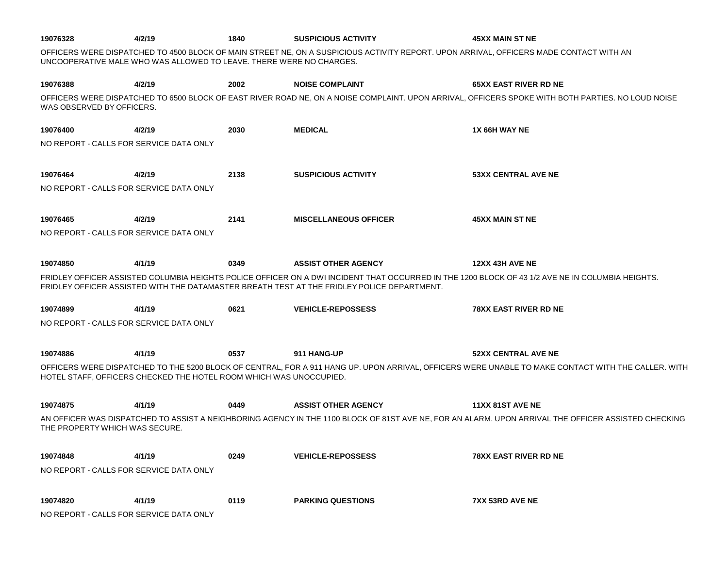**19076328** **4/2/19** **1840** **SUSPICIOUS ACTIVITY** **45XX MAIN ST NE**

OFFICERS WERE DISPATCHED TO 4500 BLOCK OF MAIN STREET NE, ON A SUSPICIOUS ACTIVITY REPORT. UPON ARRIVAL, OFFICERS MADE CONTACT WITH AN UNCOOPERATIVE MALE WHO WAS ALLOWED TO LEAVE. THERE WERE NO CHARGES.

**19076388** **4/2/19** **2002** **NOISE COMPLAINT** **65XX EAST RIVER RD NE**

OFFICERS WERE DISPATCHED TO 6500 BLOCK OF EAST RIVER ROAD NE, ON A NOISE COMPLAINT. UPON ARRIVAL, OFFICERS SPOKE WITH BOTH PARTIES. NO LOUD NOISE WAS OBSERVED BY OFFICERS.

**19076400** **4/2/19** **2030** **MEDICAL** **1X 66H WAY NE**

NO REPORT - CALLS FOR SERVICE DATA ONLY

**19076464** **4/2/19** **2138** **SUSPICIOUS ACTIVITY** **53XX CENTRAL AVE NE**

NO REPORT - CALLS FOR SERVICE DATA ONLY

**19076465** **4/2/19** **2141** **MISCELLANEOUS OFFICER** **45XX MAIN ST NE**

NO REPORT - CALLS FOR SERVICE DATA ONLY

**19074850** **4/1/19** **0349** **ASSIST OTHER AGENCY** **12XX 43H AVE NE**

FRIDLEY OFFICER ASSISTED COLUMBIA HEIGHTS POLICE OFFICER ON A DWI INCIDENT THAT OCCURRED IN THE 1200 BLOCK OF 43 1/2 AVE NE IN COLUMBIA HEIGHTS. FRIDLEY OFFICER ASSISTED WITH THE DATAMASTER BREATH TEST AT THE FRIDLEY POLICE DEPARTMENT.

**19074899** **4/1/19** **0621** **VEHICLE-REPOSSESS** **78XX EAST RIVER RD NE**

NO REPORT - CALLS FOR SERVICE DATA ONLY

**19074886** **4/1/19** **0537** **911 HANG-UP** **52XX CENTRAL AVE NE**

OFFICERS WERE DISPATCHED TO THE 5200 BLOCK OF CENTRAL, FOR A 911 HANG UP. UPON ARRIVAL, OFFICERS WERE UNABLE TO MAKE CONTACT WITH THE CALLER. WITH HOTEL STAFF, OFFICERS CHECKED THE HOTEL ROOM WHICH WAS UNOCCUPIED.

**19074875** **4/1/19** **0449** **ASSIST OTHER AGENCY** **11XX 81ST AVE NE**

AN OFFICER WAS DISPATCHED TO ASSIST A NEIGHBORING AGENCY IN THE 1100 BLOCK OF 81ST AVE NE, FOR AN ALARM. UPON ARRIVAL THE OFFICER ASSISTED CHECKING THE PROPERTY WHICH WAS SECURE.

**19074848** **4/1/19** **0249** **VEHICLE-REPOSSESS** **78XX EAST RIVER RD NE**

NO REPORT - CALLS FOR SERVICE DATA ONLY

**19074820** **4/1/19** **0119** **PARKING QUESTIONS** **7XX 53RD AVE NE**

NO REPORT - CALLS FOR SERVICE DATA ONLY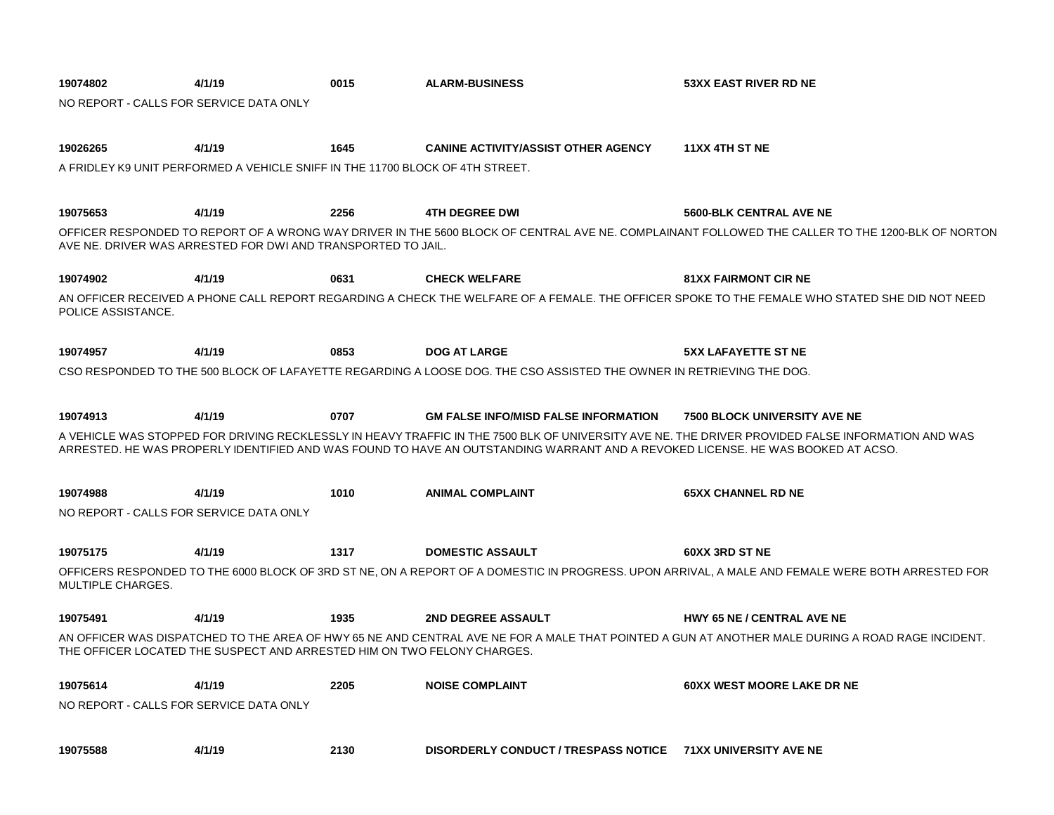**19074802** **4/1/19** **0015** **ALARM-BUSINESS** **53XX EAST RIVER RD NE**

NO REPORT - CALLS FOR SERVICE DATA ONLY

**19026265** **4/1/19** **1645** **CANINE ACTIVITY/ASSIST OTHER AGENCY** **11XX 4TH ST NE**

A FRIDLEY K9 UNIT PERFORMED A VEHICLE SNIFF IN THE 11700 BLOCK OF 4TH STREET.

**19075653** **4/1/19** **2256** **4TH DEGREE DWI** **5600-BLK CENTRAL AVE NE**

OFFICER RESPONDED TO REPORT OF A WRONG WAY DRIVER IN THE 5600 BLOCK OF CENTRAL AVE NE. COMPLAINANT FOLLOWED THE CALLER TO THE 1200-BLK OF NORTON AVE NE. DRIVER WAS ARRESTED FOR DWI AND TRANSPORTED TO JAIL.

**19074902** **4/1/19** **0631** **CHECK WELFARE** **81XX FAIRMONT CIR NE**

AN OFFICER RECEIVED A PHONE CALL REPORT REGARDING A CHECK THE WELFARE OF A FEMALE. THE OFFICER SPOKE TO THE FEMALE WHO STATED SHE DID NOT NEED POLICE ASSISTANCE.

**19074957** **4/1/19** **0853** **DOG AT LARGE** **5XX LAFAYETTE ST NE**

CSO RESPONDED TO THE 500 BLOCK OF LAFAYETTE REGARDING A LOOSE DOG. THE CSO ASSISTED THE OWNER IN RETRIEVING THE DOG.

**19074913** **4/1/19** **0707** **GM FALSE INFO/MISD FALSE INFORMATION** **7500 BLOCK UNIVERSITY AVE NE**

A VEHICLE WAS STOPPED FOR DRIVING RECKLESSLY IN HEAVY TRAFFIC IN THE 7500 BLK OF UNIVERSITY AVE NE. THE DRIVER PROVIDED FALSE INFORMATION AND WAS ARRESTED. HE WAS PROPERLY IDENTIFIED AND WAS FOUND TO HAVE AN OUTSTANDING WARRANT AND A REVOKED LICENSE. HE WAS BOOKED AT ACSO.

**19074988** **4/1/19** **1010** **ANIMAL COMPLAINT** **65XX CHANNEL RD NE**

NO REPORT - CALLS FOR SERVICE DATA ONLY

**19075175** **4/1/19** **1317** **DOMESTIC ASSAULT** **60XX 3RD ST NE**

OFFICERS RESPONDED TO THE 6000 BLOCK OF 3RD ST NE, ON A REPORT OF A DOMESTIC IN PROGRESS. UPON ARRIVAL, A MALE AND FEMALE WERE BOTH ARRESTED FOR MULTIPLE CHARGES.

**19075491** **4/1/19** **1935** **2ND DEGREE ASSAULT** **HWY 65 NE / CENTRAL AVE NE**

AN OFFICER WAS DISPATCHED TO THE AREA OF HWY 65 NE AND CENTRAL AVE NE FOR A MALE THAT POINTED A GUN AT ANOTHER MALE DURING A ROAD RAGE INCIDENT. THE OFFICER LOCATED THE SUSPECT AND ARRESTED HIM ON TWO FELONY CHARGES.

**19075614** **4/1/19** **2205** **NOISE COMPLAINT** **60XX WEST MOORE LAKE DR NE**

NO REPORT - CALLS FOR SERVICE DATA ONLY

**19075588** **4/1/19** **2130** **DISORDERLY CONDUCT / TRESPASS NOTICE** **71XX UNIVERSITY AVE NE**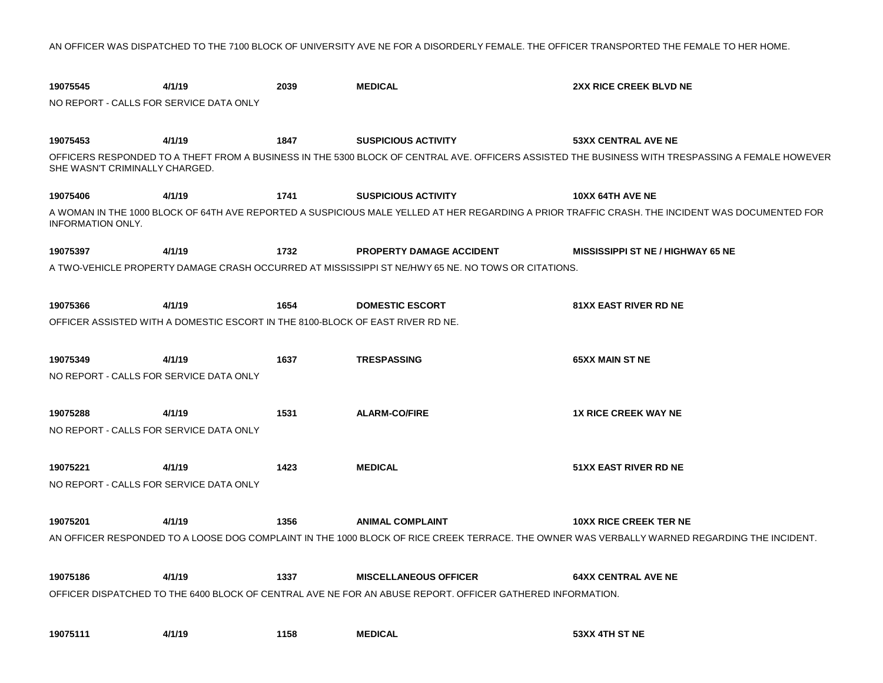AN OFFICER WAS DISPATCHED TO THE 7100 BLOCK OF UNIVERSITY AVE NE FOR A DISORDERLY FEMALE. THE OFFICER TRANSPORTED THE FEMALE TO HER HOME.

**19075545** **4/1/19** **2039** **MEDICAL** **2XX RICE CREEK BLVD NE**

NO REPORT - CALLS FOR SERVICE DATA ONLY

**19075453** **4/1/19** **1847** **SUSPICIOUS ACTIVITY** **53XX CENTRAL AVE NE**

OFFICERS RESPONDED TO A THEFT FROM A BUSINESS IN THE 5300 BLOCK OF CENTRAL AVE. OFFICERS ASSISTED THE BUSINESS WITH TRESPASSING A FEMALE HOWEVER SHE WASN'T CRIMINALLY CHARGED.

**19075406** **4/1/19** **1741** **SUSPICIOUS ACTIVITY** **10XX 64TH AVE NE**

A WOMAN IN THE 1000 BLOCK OF 64TH AVE REPORTED A SUSPICIOUS MALE YELLED AT HER REGARDING A PRIOR TRAFFIC CRASH. THE INCIDENT WAS DOCUMENTED FOR INFORMATION ONLY.

**19075397** **4/1/19** **1732** **PROPERTY DAMAGE ACCIDENT** **MISSISSIPPI ST NE / HIGHWAY 65 NE**

A TWO-VEHICLE PROPERTY DAMAGE CRASH OCCURRED AT MISSISSIPPI ST NE/HWY 65 NE. NO TOWS OR CITATIONS.

**19075366** **4/1/19** **1654** **DOMESTIC ESCORT** **81XX EAST RIVER RD NE**

OFFICER ASSISTED WITH A DOMESTIC ESCORT IN THE 8100-BLOCK OF EAST RIVER RD NE.

**19075349** **4/1/19** **1637** **TRESPASSING** **65XX MAIN ST NE**

NO REPORT - CALLS FOR SERVICE DATA ONLY

**19075288** **4/1/19** **1531** **ALARM-CO/FIRE** **1X RICE CREEK WAY NE**

NO REPORT - CALLS FOR SERVICE DATA ONLY

**19075221** **4/1/19** **1423** **MEDICAL** **51XX EAST RIVER RD NE**

NO REPORT - CALLS FOR SERVICE DATA ONLY

**19075201** **4/1/19** **1356** **ANIMAL COMPLAINT** **10XX RICE CREEK TER NE**

AN OFFICER RESPONDED TO A LOOSE DOG COMPLAINT IN THE 1000 BLOCK OF RICE CREEK TERRACE. THE OWNER WAS VERBALLY WARNED REGARDING THE INCIDENT.

**19075186** **4/1/19** **1337** **MISCELLANEOUS OFFICER** **64XX CENTRAL AVE NE**

OFFICER DISPATCHED TO THE 6400 BLOCK OF CENTRAL AVE NE FOR AN ABUSE REPORT. OFFICER GATHERED INFORMATION.

**19075111** **4/1/19** **1158** **MEDICAL** **53XX 4TH ST NE**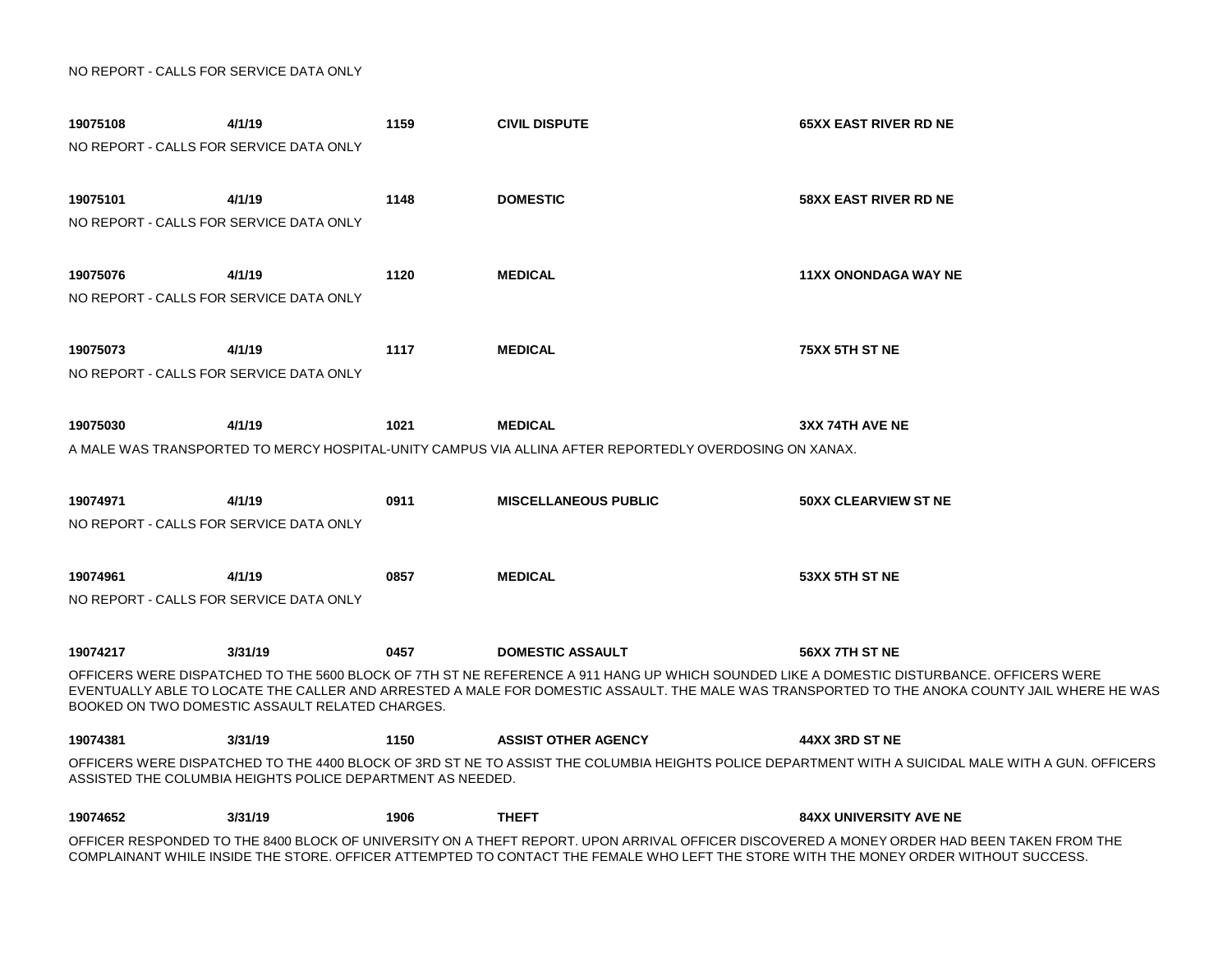NO REPORT - CALLS FOR SERVICE DATA ONLY

**19075108** **4/1/19** **1159** **CIVIL DISPUTE** **65XX EAST RIVER RD NE**

NO REPORT - CALLS FOR SERVICE DATA ONLY

**19075101** **4/1/19** **1148** **DOMESTIC** **58XX EAST RIVER RD NE**

NO REPORT - CALLS FOR SERVICE DATA ONLY

**19075076** **4/1/19** **1120** **MEDICAL** **11XX ONONDAGA WAY NE**

NO REPORT - CALLS FOR SERVICE DATA ONLY

**19075073** **4/1/19** **1117** **MEDICAL** **75XX 5TH ST NE**

NO REPORT - CALLS FOR SERVICE DATA ONLY

**19075030** **4/1/19** **1021** **MEDICAL** **3XX 74TH AVE NE**

A MALE WAS TRANSPORTED TO MERCY HOSPITAL-UNITY CAMPUS VIA ALLINA AFTER REPORTEDLY OVERDOSING ON XANAX.

**19074971** **4/1/19** **0911** **MISCELLANEOUS PUBLIC** **50XX CLEARVIEW ST NE**

NO REPORT - CALLS FOR SERVICE DATA ONLY

**19074961** **4/1/19** **0857** **MEDICAL** **53XX 5TH ST NE**

NO REPORT - CALLS FOR SERVICE DATA ONLY

**19074217** **3/31/19** **0457** **DOMESTIC ASSAULT** **56XX 7TH ST NE**

OFFICERS WERE DISPATCHED TO THE 5600 BLOCK OF 7TH ST NE REFERENCE A 911 HANG UP WHICH SOUNDED LIKE A DOMESTIC DISTURBANCE. OFFICERS WERE EVENTUALLY ABLE TO LOCATE THE CALLER AND ARRESTED A MALE FOR DOMESTIC ASSAULT. THE MALE WAS TRANSPORTED TO THE ANOKA COUNTY JAIL WHERE HE WAS BOOKED ON TWO DOMESTIC ASSAULT RELATED CHARGES.

**19074381** **3/31/19** **1150** **ASSIST OTHER AGENCY** **44XX 3RD ST NE**

OFFICERS WERE DISPATCHED TO THE 4400 BLOCK OF 3RD ST NE TO ASSIST THE COLUMBIA HEIGHTS POLICE DEPARTMENT WITH A SUICIDAL MALE WITH A GUN. OFFICERS ASSISTED THE COLUMBIA HEIGHTS POLICE DEPARTMENT AS NEEDED.

**19074652** **3/31/19** **1906** **THEFT** **84XX UNIVERSITY AVE NE**

OFFICER RESPONDED TO THE 8400 BLOCK OF UNIVERSITY ON A THEFT REPORT. UPON ARRIVAL OFFICER DISCOVERED A MONEY ORDER HAD BEEN TAKEN FROM THE COMPLAINANT WHILE INSIDE THE STORE. OFFICER ATTEMPTED TO CONTACT THE FEMALE WHO LEFT THE STORE WITH THE MONEY ORDER WITHOUT SUCCESS.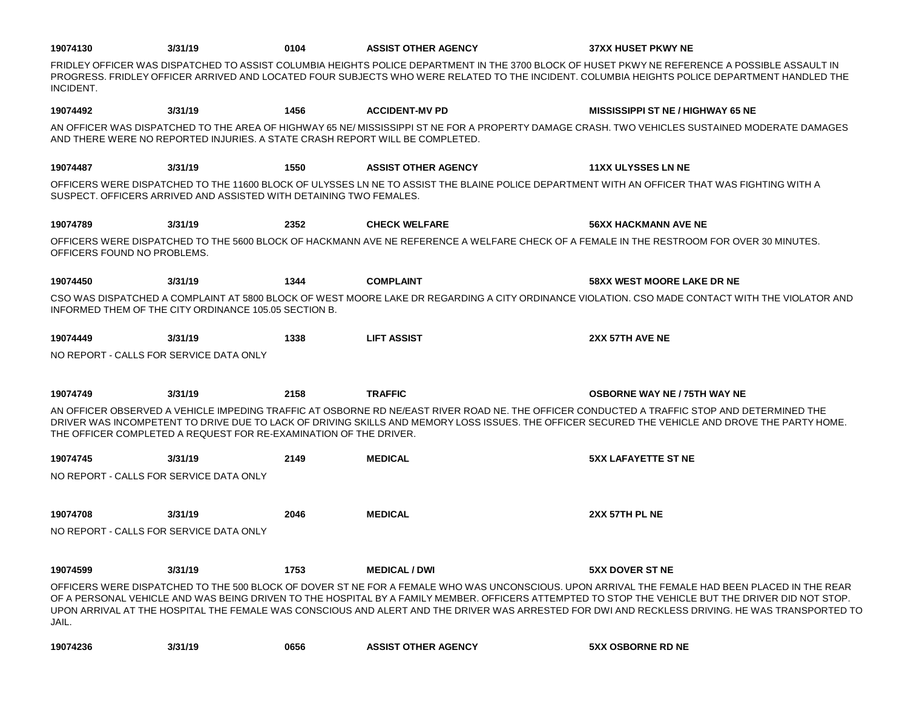**19074130** | **3/31/19** | **0104** | **ASSIST OTHER AGENCY** | **37XX HUSET PKWY NE**

FRIDLEY OFFICER WAS DISPATCHED TO ASSIST COLUMBIA HEIGHTS POLICE DEPARTMENT IN THE 3700 BLOCK OF HUSET PKWY NE REFERENCE A POSSIBLE ASSAULT IN PROGRESS. FRIDLEY OFFICER ARRIVED AND LOCATED FOUR SUBJECTS WHO WERE RELATED TO THE INCIDENT. COLUMBIA HEIGHTS POLICE DEPARTMENT HANDLED THE INCIDENT.

**19074492** | **3/31/19** | **1456** | **ACCIDENT-MV PD** | **MISSISSIPPI ST NE / HIGHWAY 65 NE**

AN OFFICER WAS DISPATCHED TO THE AREA OF HIGHWAY 65 NE/ MISSISSIPPI ST NE FOR A PROPERTY DAMAGE CRASH. TWO VEHICLES SUSTAINED MODERATE DAMAGES AND THERE WERE NO REPORTED INJURIES. A STATE CRASH REPORT WILL BE COMPLETED.

**19074487** | **3/31/19** | **1550** | **ASSIST OTHER AGENCY** | **11XX ULYSSES LN NE**

OFFICERS WERE DISPATCHED TO THE 11600 BLOCK OF ULYSSES LN NE TO ASSIST THE BLAINE POLICE DEPARTMENT WITH AN OFFICER THAT WAS FIGHTING WITH A SUSPECT. OFFICERS ARRIVED AND ASSISTED WITH DETAINING TWO FEMALES.

**19074789** | **3/31/19** | **2352** | **CHECK WELFARE** | **56XX HACKMANN AVE NE**

OFFICERS WERE DISPATCHED TO THE 5600 BLOCK OF HACKMANN AVE NE REFERENCE A WELFARE CHECK OF A FEMALE IN THE RESTROOM FOR OVER 30 MINUTES. OFFICERS FOUND NO PROBLEMS.

**19074450** | **3/31/19** | **1344** | **COMPLAINT** | **58XX WEST MOORE LAKE DR NE**

CSO WAS DISPATCHED A COMPLAINT AT 5800 BLOCK OF WEST MOORE LAKE DR REGARDING A CITY ORDINANCE VIOLATION. CSO MADE CONTACT WITH THE VIOLATOR AND INFORMED THEM OF THE CITY ORDINANCE 105.05 SECTION B.

**19074449** | **3/31/19** | **1338** | **LIFT ASSIST** | **2XX 57TH AVE NE**

NO REPORT - CALLS FOR SERVICE DATA ONLY

**19074749** | **3/31/19** | **2158** | **TRAFFIC** | **OSBORNE WAY NE / 75TH WAY NE**

AN OFFICER OBSERVED A VEHICLE IMPEDING TRAFFIC AT OSBORNE RD NE/EAST RIVER ROAD NE. THE OFFICER CONDUCTED A TRAFFIC STOP AND DETERMINED THE DRIVER WAS INCOMPETENT TO DRIVE DUE TO LACK OF DRIVING SKILLS AND MEMORY LOSS ISSUES. THE OFFICER SECURED THE VEHICLE AND DROVE THE PARTY HOME. THE OFFICER COMPLETED A REQUEST FOR RE-EXAMINATION OF THE DRIVER.

**19074745** | **3/31/19** | **2149** | **MEDICAL** | **5XX LAFAYETTE ST NE**

NO REPORT - CALLS FOR SERVICE DATA ONLY

**19074708** | **3/31/19** | **2046** | **MEDICAL** | **2XX 57TH PL NE**

NO REPORT - CALLS FOR SERVICE DATA ONLY

**19074599** | **3/31/19** | **1753** | **MEDICAL / DWI** | **5XX DOVER ST NE**

OFFICERS WERE DISPATCHED TO THE 500 BLOCK OF DOVER ST NE FOR A FEMALE WHO WAS UNCONSCIOUS. UPON ARRIVAL THE FEMALE HAD BEEN PLACED IN THE REAR OF A PERSONAL VEHICLE AND WAS BEING DRIVEN TO THE HOSPITAL BY A FAMILY MEMBER. OFFICERS ATTEMPTED TO STOP THE VEHICLE BUT THE DRIVER DID NOT STOP. UPON ARRIVAL AT THE HOSPITAL THE FEMALE WAS CONSCIOUS AND ALERT AND THE DRIVER WAS ARRESTED FOR DWI AND RECKLESS DRIVING. HE WAS TRANSPORTED TO JAIL.

**19074236** | **3/31/19** | **0656** | **ASSIST OTHER AGENCY** | **5XX OSBORNE RD NE**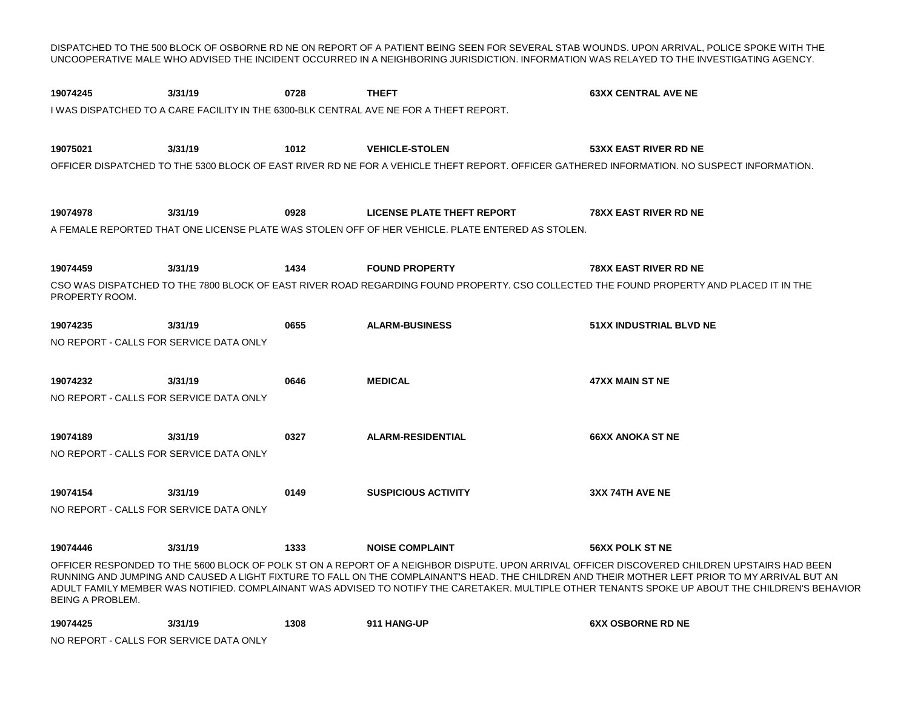DISPATCHED TO THE 500 BLOCK OF OSBORNE RD NE ON REPORT OF A PATIENT BEING SEEN FOR SEVERAL STAB WOUNDS. UPON ARRIVAL, POLICE SPOKE WITH THE UNCOOPERATIVE MALE WHO ADVISED THE INCIDENT OCCURRED IN A NEIGHBORING JURISDICTION. INFORMATION WAS RELAYED TO THE INVESTIGATING AGENCY.

**19074245** **3/31/19** **0728** **THEFT** **63XX CENTRAL AVE NE**

I WAS DISPATCHED TO A CARE FACILITY IN THE 6300-BLK CENTRAL AVE NE FOR A THEFT REPORT.

**19075021** **3/31/19** **1012** **VEHICLE-STOLEN** **53XX EAST RIVER RD NE**

OFFICER DISPATCHED TO THE 5300 BLOCK OF EAST RIVER RD NE FOR A VEHICLE THEFT REPORT. OFFICER GATHERED INFORMATION. NO SUSPECT INFORMATION.

**19074978** **3/31/19** **0928** **LICENSE PLATE THEFT REPORT** **78XX EAST RIVER RD NE**

A FEMALE REPORTED THAT ONE LICENSE PLATE WAS STOLEN OFF OF HER VEHICLE. PLATE ENTERED AS STOLEN.

**19074459** **3/31/19** **1434** **FOUND PROPERTY** **78XX EAST RIVER RD NE**

CSO WAS DISPATCHED TO THE 7800 BLOCK OF EAST RIVER ROAD REGARDING FOUND PROPERTY. CSO COLLECTED THE FOUND PROPERTY AND PLACED IT IN THE PROPERTY ROOM.

**19074235** **3/31/19** **0655** **ALARM-BUSINESS** **51XX INDUSTRIAL BLVD NE**

NO REPORT - CALLS FOR SERVICE DATA ONLY

**19074232** **3/31/19** **0646** **MEDICAL** **47XX MAIN ST NE**

NO REPORT - CALLS FOR SERVICE DATA ONLY

**19074189** **3/31/19** **0327** **ALARM-RESIDENTIAL** **66XX ANOKA ST NE**

NO REPORT - CALLS FOR SERVICE DATA ONLY

**19074154** **3/31/19** **0149** **SUSPICIOUS ACTIVITY** **3XX 74TH AVE NE**

NO REPORT - CALLS FOR SERVICE DATA ONLY

**19074446** **3/31/19** **1333** **NOISE COMPLAINT** **56XX POLK ST NE**

OFFICER RESPONDED TO THE 5600 BLOCK OF POLK ST ON A REPORT OF A NEIGHBOR DISPUTE. UPON ARRIVAL OFFICER DISCOVERED CHILDREN UPSTAIRS HAD BEEN RUNNING AND JUMPING AND CAUSED A LIGHT FIXTURE TO FALL ON THE COMPLAINANT'S HEAD. THE CHILDREN AND THEIR MOTHER LEFT PRIOR TO MY ARRIVAL BUT AN ADULT FAMILY MEMBER WAS NOTIFIED. COMPLAINANT WAS ADVISED TO NOTIFY THE CARETAKER. MULTIPLE OTHER TENANTS SPOKE UP ABOUT THE CHILDREN'S BEHAVIOR BEING A PROBLEM.

**19074425** **3/31/19** **1308** **911 HANG-UP** **6XX OSBORNE RD NE**

NO REPORT - CALLS FOR SERVICE DATA ONLY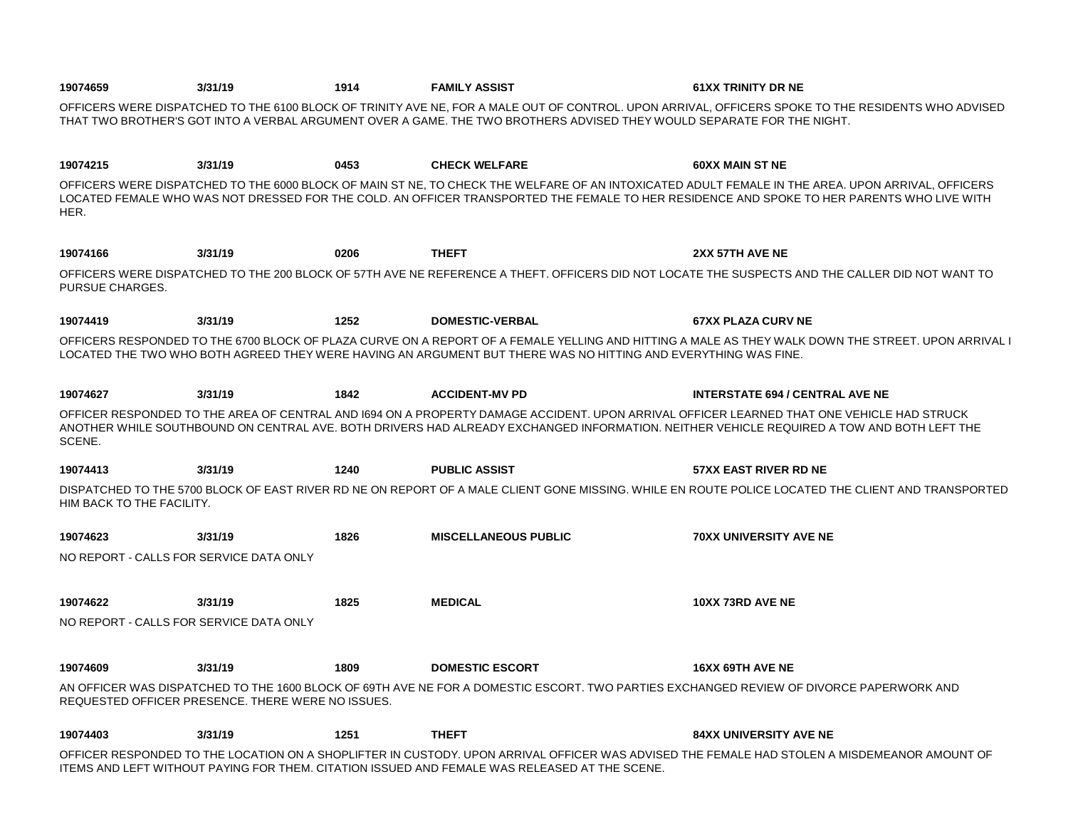**19074659** **3/31/19** **1914** **FAMILY ASSIST** **61XX TRINITY DR NE**

OFFICERS WERE DISPATCHED TO THE 6100 BLOCK OF TRINITY AVE NE, FOR A MALE OUT OF CONTROL. UPON ARRIVAL, OFFICERS SPOKE TO THE RESIDENTS WHO ADVISED THAT TWO BROTHER'S GOT INTO A VERBAL ARGUMENT OVER A GAME. THE TWO BROTHERS ADVISED THEY WOULD SEPARATE FOR THE NIGHT.

**19074215** **3/31/19** **0453** **CHECK WELFARE** **60XX MAIN ST NE**

OFFICERS WERE DISPATCHED TO THE 6000 BLOCK OF MAIN ST NE, TO CHECK THE WELFARE OF AN INTOXICATED ADULT FEMALE IN THE AREA. UPON ARRIVAL, OFFICERS LOCATED FEMALE WHO WAS NOT DRESSED FOR THE COLD. AN OFFICER TRANSPORTED THE FEMALE TO HER RESIDENCE AND SPOKE TO HER PARENTS WHO LIVE WITH HER.

**19074166** **3/31/19** **0206** **THEFT** **2XX 57TH AVE NE**

OFFICERS WERE DISPATCHED TO THE 200 BLOCK OF 57TH AVE NE REFERENCE A THEFT. OFFICERS DID NOT LOCATE THE SUSPECTS AND THE CALLER DID NOT WANT TO PURSUE CHARGES.

**19074419** **3/31/19** **1252** **DOMESTIC-VERBAL** **67XX PLAZA CURV NE**

OFFICERS RESPONDED TO THE 6700 BLOCK OF PLAZA CURVE ON A REPORT OF A FEMALE YELLING AND HITTING A MALE AS THEY WALK DOWN THE STREET. UPON ARRIVAL I LOCATED THE TWO WHO BOTH AGREED THEY WERE HAVING AN ARGUMENT BUT THERE WAS NO HITTING AND EVERYTHING WAS FINE.

**19074627** **3/31/19** **1842** **ACCIDENT-MV PD** **INTERSTATE 694 / CENTRAL AVE NE**

OFFICER RESPONDED TO THE AREA OF CENTRAL AND I694 ON A PROPERTY DAMAGE ACCIDENT. UPON ARRIVAL OFFICER LEARNED THAT ONE VEHICLE HAD STRUCK ANOTHER WHILE SOUTHBOUND ON CENTRAL AVE. BOTH DRIVERS HAD ALREADY EXCHANGED INFORMATION. NEITHER VEHICLE REQUIRED A TOW AND BOTH LEFT THE SCENE.

**19074413** **3/31/19** **1240** **PUBLIC ASSIST** **57XX EAST RIVER RD NE**

DISPATCHED TO THE 5700 BLOCK OF EAST RIVER RD NE ON REPORT OF A MALE CLIENT GONE MISSING. WHILE EN ROUTE POLICE LOCATED THE CLIENT AND TRANSPORTED HIM BACK TO THE FACILITY.

**19074623** **3/31/19** **1826** **MISCELLANEOUS PUBLIC** **70XX UNIVERSITY AVE NE**

NO REPORT - CALLS FOR SERVICE DATA ONLY

**19074622** **3/31/19** **1825** **MEDICAL** **10XX 73RD AVE NE**

NO REPORT - CALLS FOR SERVICE DATA ONLY

**19074609** **3/31/19** **1809** **DOMESTIC ESCORT** **16XX 69TH AVE NE**

AN OFFICER WAS DISPATCHED TO THE 1600 BLOCK OF 69TH AVE NE FOR A DOMESTIC ESCORT. TWO PARTIES EXCHANGED REVIEW OF DIVORCE PAPERWORK AND REQUESTED OFFICER PRESENCE. THERE WERE NO ISSUES.

**19074403** **3/31/19** **1251** **THEFT** **84XX UNIVERSITY AVE NE**

OFFICER RESPONDED TO THE LOCATION ON A SHOPLIFTER IN CUSTODY. UPON ARRIVAL OFFICER WAS ADVISED THE FEMALE HAD STOLEN A MISDEMEANOR AMOUNT OF ITEMS AND LEFT WITHOUT PAYING FOR THEM. CITATION ISSUED AND FEMALE WAS RELEASED AT THE SCENE.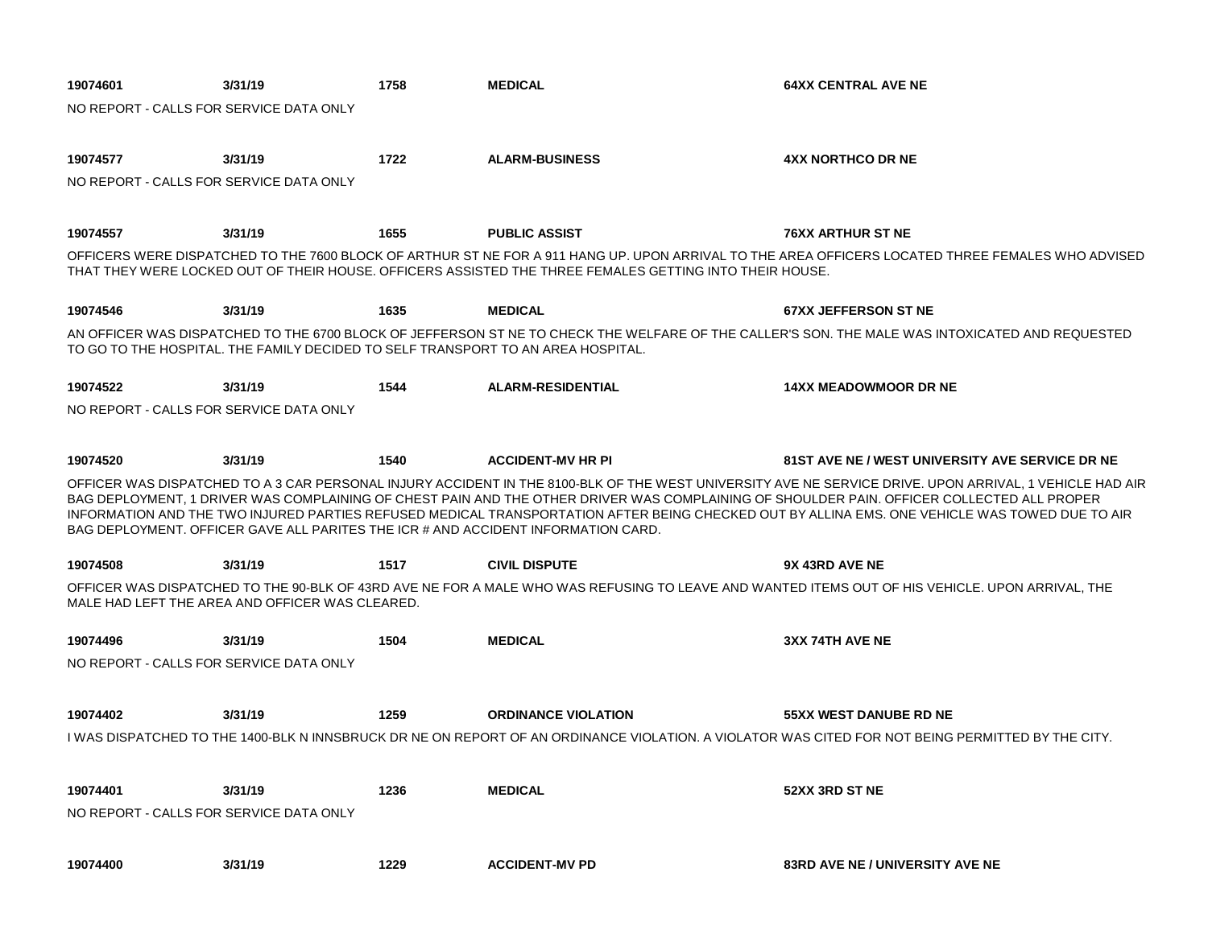**19074601** **3/31/19** **1758** **MEDICAL** **64XX CENTRAL AVE NE**

NO REPORT - CALLS FOR SERVICE DATA ONLY

**19074577** **3/31/19** **1722** **ALARM-BUSINESS** **4XX NORTHCO DR NE**

NO REPORT - CALLS FOR SERVICE DATA ONLY

**19074557** **3/31/19** **1655** **PUBLIC ASSIST** **76XX ARTHUR ST NE**

OFFICERS WERE DISPATCHED TO THE 7600 BLOCK OF ARTHUR ST NE FOR A 911 HANG UP. UPON ARRIVAL TO THE AREA OFFICERS LOCATED THREE FEMALES WHO ADVISED THAT THEY WERE LOCKED OUT OF THEIR HOUSE. OFFICERS ASSISTED THE THREE FEMALES GETTING INTO THEIR HOUSE.

**19074546** **3/31/19** **1635** **MEDICAL** **67XX JEFFERSON ST NE**

AN OFFICER WAS DISPATCHED TO THE 6700 BLOCK OF JEFFERSON ST NE TO CHECK THE WELFARE OF THE CALLER'S SON. THE MALE WAS INTOXICATED AND REQUESTED TO GO TO THE HOSPITAL. THE FAMILY DECIDED TO SELF TRANSPORT TO AN AREA HOSPITAL.

**19074522** **3/31/19** **1544** **ALARM-RESIDENTIAL** **14XX MEADOWMOOR DR NE**

NO REPORT - CALLS FOR SERVICE DATA ONLY

**19074520** **3/31/19** **1540** **ACCIDENT-MV HR PI** **81ST AVE NE / WEST UNIVERSITY AVE SERVICE DR NE**

OFFICER WAS DISPATCHED TO A 3 CAR PERSONAL INJURY ACCIDENT IN THE 8100-BLK OF THE WEST UNIVERSITY AVE NE SERVICE DRIVE. UPON ARRIVAL, 1 VEHICLE HAD AIR BAG DEPLOYMENT, 1 DRIVER WAS COMPLAINING OF CHEST PAIN AND THE OTHER DRIVER WAS COMPLAINING OF SHOULDER PAIN. OFFICER COLLECTED ALL PROPER INFORMATION AND THE TWO INJURED PARTIES REFUSED MEDICAL TRANSPORTATION AFTER BEING CHECKED OUT BY ALLINA EMS. ONE VEHICLE WAS TOWED DUE TO AIR BAG DEPLOYMENT. OFFICER GAVE ALL PARITES THE ICR # AND ACCIDENT INFORMATION CARD.

**19074508** **3/31/19** **1517** **CIVIL DISPUTE** **9X 43RD AVE NE**

OFFICER WAS DISPATCHED TO THE 90-BLK OF 43RD AVE NE FOR A MALE WHO WAS REFUSING TO LEAVE AND WANTED ITEMS OUT OF HIS VEHICLE. UPON ARRIVAL, THE MALE HAD LEFT THE AREA AND OFFICER WAS CLEARED.

**19074496** **3/31/19** **1504** **MEDICAL** **3XX 74TH AVE NE**

NO REPORT - CALLS FOR SERVICE DATA ONLY

**19074402** **3/31/19** **1259** **ORDINANCE VIOLATION** **55XX WEST DANUBE RD NE**

I WAS DISPATCHED TO THE 1400-BLK N INNSBRUCK DR NE ON REPORT OF AN ORDINANCE VIOLATION. A VIOLATOR WAS CITED FOR NOT BEING PERMITTED BY THE CITY.

**19074401** **3/31/19** **1236** **MEDICAL** **52XX 3RD ST NE**

NO REPORT - CALLS FOR SERVICE DATA ONLY

**19074400** **3/31/19** **1229** **ACCIDENT-MV PD** **83RD AVE NE / UNIVERSITY AVE NE**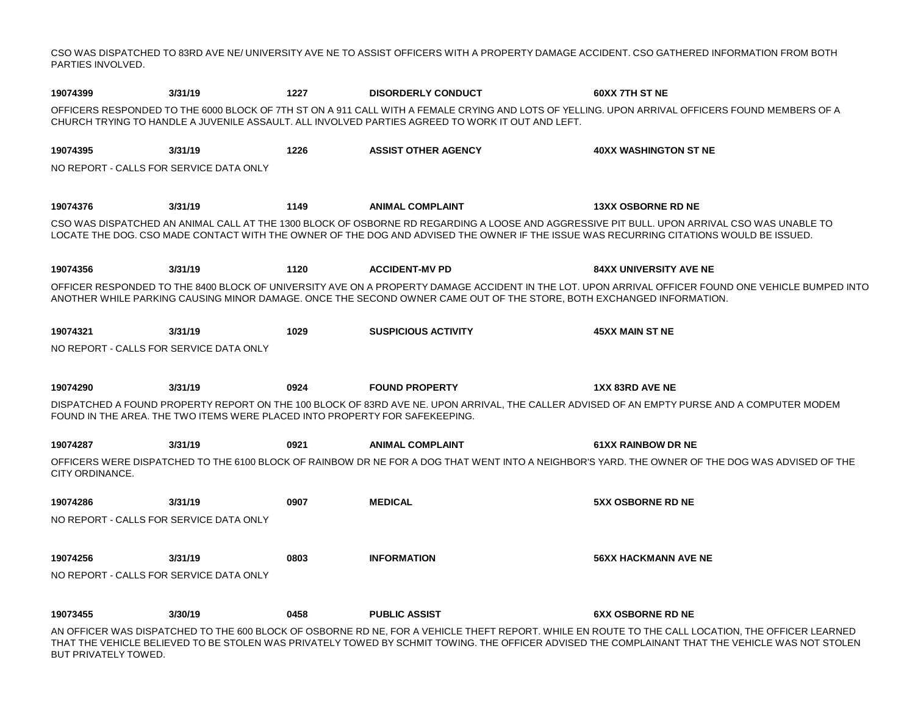CSO WAS DISPATCHED TO 83RD AVE NE/ UNIVERSITY AVE NE TO ASSIST OFFICERS WITH A PROPERTY DAMAGE ACCIDENT. CSO GATHERED INFORMATION FROM BOTH PARTIES INVOLVED.

**19074399** **3/31/19** **1227** **DISORDERLY CONDUCT** **60XX 7TH ST NE**

OFFICERS RESPONDED TO THE 6000 BLOCK OF 7TH ST ON A 911 CALL WITH A FEMALE CRYING AND LOTS OF YELLING. UPON ARRIVAL OFFICERS FOUND MEMBERS OF A CHURCH TRYING TO HANDLE A JUVENILE ASSAULT. ALL INVOLVED PARTIES AGREED TO WORK IT OUT AND LEFT.

**19074395** **3/31/19** **1226** **ASSIST OTHER AGENCY** **40XX WASHINGTON ST NE**

NO REPORT - CALLS FOR SERVICE DATA ONLY

**19074376** **3/31/19** **1149** **ANIMAL COMPLAINT** **13XX OSBORNE RD NE**

CSO WAS DISPATCHED AN ANIMAL CALL AT THE 1300 BLOCK OF OSBORNE RD REGARDING A LOOSE AND AGGRESSIVE PIT BULL. UPON ARRIVAL CSO WAS UNABLE TO LOCATE THE DOG. CSO MADE CONTACT WITH THE OWNER OF THE DOG AND ADVISED THE OWNER IF THE ISSUE WAS RECURRING CITATIONS WOULD BE ISSUED.

**19074356** **3/31/19** **1120** **ACCIDENT-MV PD** **84XX UNIVERSITY AVE NE**

OFFICER RESPONDED TO THE 8400 BLOCK OF UNIVERSITY AVE ON A PROPERTY DAMAGE ACCIDENT IN THE LOT. UPON ARRIVAL OFFICER FOUND ONE VEHICLE BUMPED INTO ANOTHER WHILE PARKING CAUSING MINOR DAMAGE. ONCE THE SECOND OWNER CAME OUT OF THE STORE, BOTH EXCHANGED INFORMATION.

**19074321** **3/31/19** **1029** **SUSPICIOUS ACTIVITY** **45XX MAIN ST NE**

NO REPORT - CALLS FOR SERVICE DATA ONLY

**19074290** **3/31/19** **0924** **FOUND PROPERTY** **1XX 83RD AVE NE**

DISPATCHED A FOUND PROPERTY REPORT ON THE 100 BLOCK OF 83RD AVE NE. UPON ARRIVAL, THE CALLER ADVISED OF AN EMPTY PURSE AND A COMPUTER MODEM FOUND IN THE AREA. THE TWO ITEMS WERE PLACED INTO PROPERTY FOR SAFEKEEPING.

**19074287** **3/31/19** **0921** **ANIMAL COMPLAINT** **61XX RAINBOW DR NE**

OFFICERS WERE DISPATCHED TO THE 6100 BLOCK OF RAINBOW DR NE FOR A DOG THAT WENT INTO A NEIGHBOR'S YARD. THE OWNER OF THE DOG WAS ADVISED OF THE CITY ORDINANCE.

**19074286** **3/31/19** **0907** **MEDICAL** **5XX OSBORNE RD NE**

NO REPORT - CALLS FOR SERVICE DATA ONLY

**19074256** **3/31/19** **0803** **INFORMATION** **56XX HACKMANN AVE NE**

NO REPORT - CALLS FOR SERVICE DATA ONLY

**19073455** **3/30/19** **0458** **PUBLIC ASSIST** **6XX OSBORNE RD NE**

AN OFFICER WAS DISPATCHED TO THE 600 BLOCK OF OSBORNE RD NE, FOR A VEHICLE THEFT REPORT. WHILE EN ROUTE TO THE CALL LOCATION, THE OFFICER LEARNED THAT THE VEHICLE BELIEVED TO BE STOLEN WAS PRIVATELY TOWED BY SCHMIT TOWING. THE OFFICER ADVISED THE COMPLAINANT THAT THE VEHICLE WAS NOT STOLEN BUT PRIVATELY TOWED.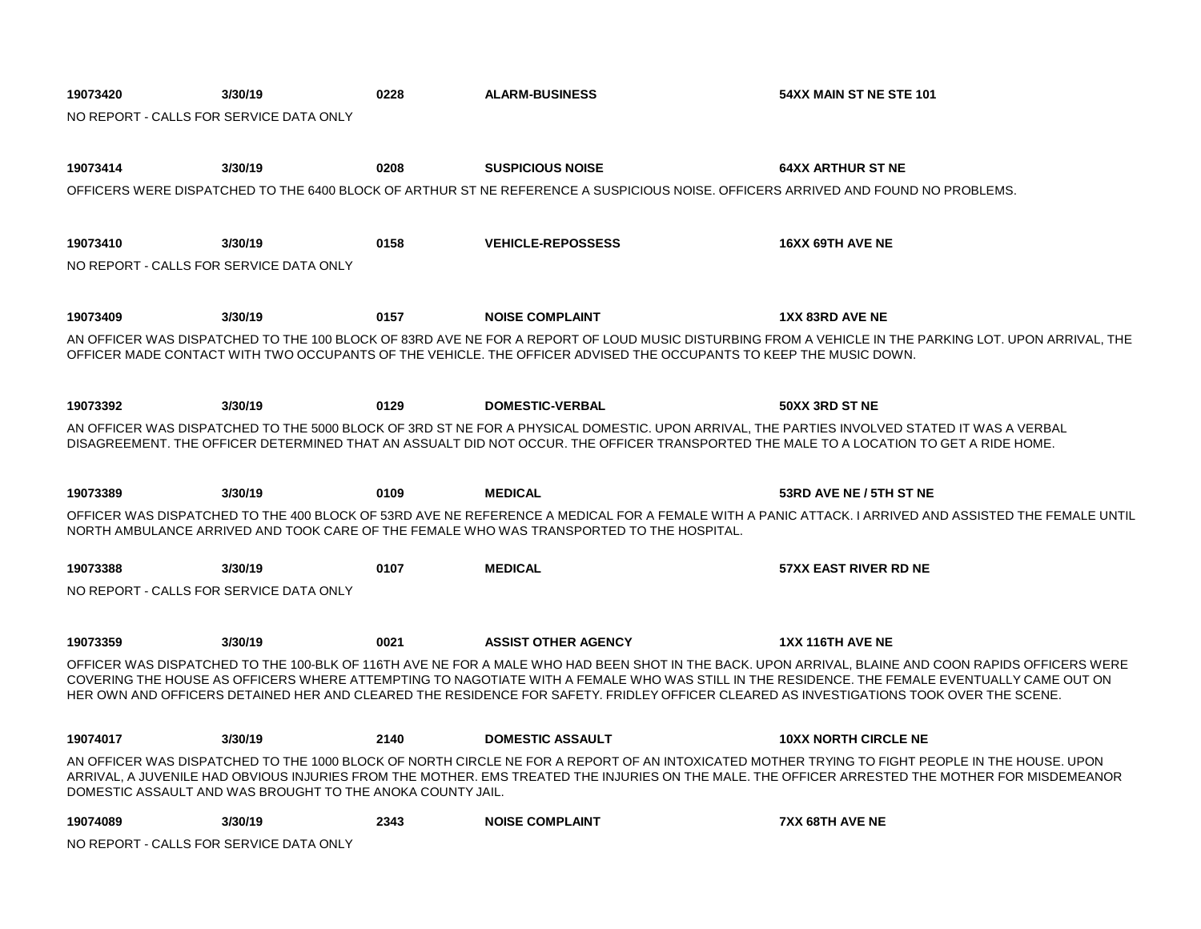**19073420** **3/30/19** **0228** **ALARM-BUSINESS** **54XX MAIN ST NE STE 101**

NO REPORT - CALLS FOR SERVICE DATA ONLY

**19073414** **3/30/19** **0208** **SUSPICIOUS NOISE** **64XX ARTHUR ST NE**

OFFICERS WERE DISPATCHED TO THE 6400 BLOCK OF ARTHUR ST NE REFERENCE A SUSPICIOUS NOISE. OFFICERS ARRIVED AND FOUND NO PROBLEMS.

**19073410** **3/30/19** **0158** **VEHICLE-REPOSSESS** **16XX 69TH AVE NE**

NO REPORT - CALLS FOR SERVICE DATA ONLY

**19073409** **3/30/19** **0157** **NOISE COMPLAINT** **1XX 83RD AVE NE**

AN OFFICER WAS DISPATCHED TO THE 100 BLOCK OF 83RD AVE NE FOR A REPORT OF LOUD MUSIC DISTURBING FROM A VEHICLE IN THE PARKING LOT. UPON ARRIVAL, THE OFFICER MADE CONTACT WITH TWO OCCUPANTS OF THE VEHICLE. THE OFFICER ADVISED THE OCCUPANTS TO KEEP THE MUSIC DOWN.

**19073392** **3/30/19** **0129** **DOMESTIC-VERBAL** **50XX 3RD ST NE**

AN OFFICER WAS DISPATCHED TO THE 5000 BLOCK OF 3RD ST NE FOR A PHYSICAL DOMESTIC. UPON ARRIVAL, THE PARTIES INVOLVED STATED IT WAS A VERBAL DISAGREEMENT. THE OFFICER DETERMINED THAT AN ASSUALT DID NOT OCCUR. THE OFFICER TRANSPORTED THE MALE TO A LOCATION TO GET A RIDE HOME.

**19073389** **3/30/19** **0109** **MEDICAL** **53RD AVE NE / 5TH ST NE**

OFFICER WAS DISPATCHED TO THE 400 BLOCK OF 53RD AVE NE REFERENCE A MEDICAL FOR A FEMALE WITH A PANIC ATTACK. I ARRIVED AND ASSISTED THE FEMALE UNTIL NORTH AMBULANCE ARRIVED AND TOOK CARE OF THE FEMALE WHO WAS TRANSPORTED TO THE HOSPITAL.

**19073388** **3/30/19** **0107** **MEDICAL** **57XX EAST RIVER RD NE**

NO REPORT - CALLS FOR SERVICE DATA ONLY

**19073359** **3/30/19** **0021** **ASSIST OTHER AGENCY** **1XX 116TH AVE NE**

OFFICER WAS DISPATCHED TO THE 100-BLK OF 116TH AVE NE FOR A MALE WHO HAD BEEN SHOT IN THE BACK. UPON ARRIVAL, BLAINE AND COON RAPIDS OFFICERS WERE COVERING THE HOUSE AS OFFICERS WHERE ATTEMPTING TO NAGOTIATE WITH A FEMALE WHO WAS STILL IN THE RESIDENCE. THE FEMALE EVENTUALLY CAME OUT ON HER OWN AND OFFICERS DETAINED HER AND CLEARED THE RESIDENCE FOR SAFETY. FRIDLEY OFFICER CLEARED AS INVESTIGATIONS TOOK OVER THE SCENE.

**19074017** **3/30/19** **2140** **DOMESTIC ASSAULT** **10XX NORTH CIRCLE NE**

AN OFFICER WAS DISPATCHED TO THE 1000 BLOCK OF NORTH CIRCLE NE FOR A REPORT OF AN INTOXICATED MOTHER TRYING TO FIGHT PEOPLE IN THE HOUSE. UPON ARRIVAL, A JUVENILE HAD OBVIOUS INJURIES FROM THE MOTHER. EMS TREATED THE INJURIES ON THE MALE. THE OFFICER ARRESTED THE MOTHER FOR MISDEMEANOR DOMESTIC ASSAULT AND WAS BROUGHT TO THE ANOKA COUNTY JAIL.

**19074089** **3/30/19** **2343** **NOISE COMPLAINT** **7XX 68TH AVE NE**

NO REPORT - CALLS FOR SERVICE DATA ONLY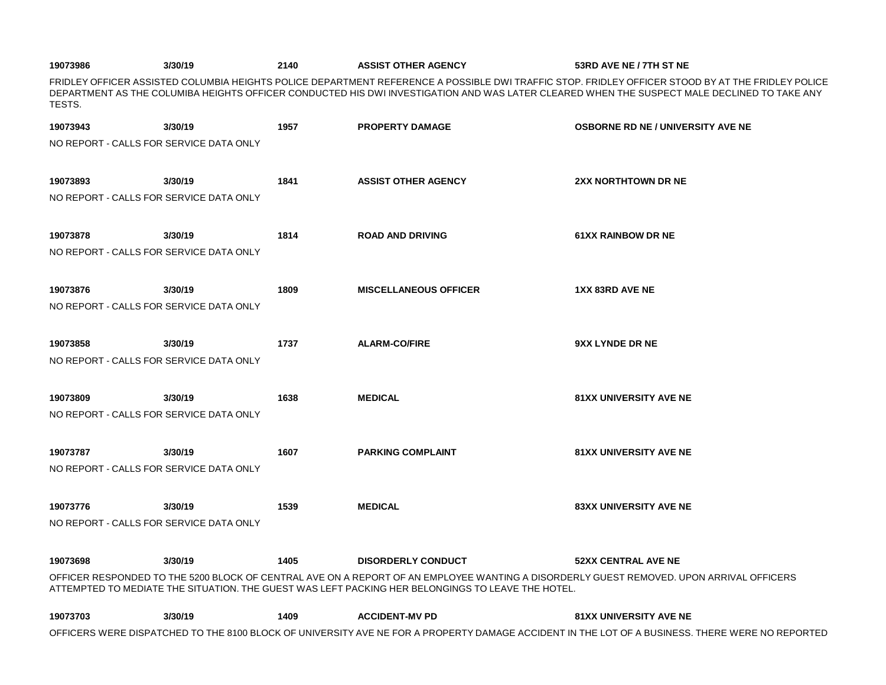**19073986** **3/30/19** **2140** **ASSIST OTHER AGENCY** **53RD AVE NE / 7TH ST NE**

FRIDLEY OFFICER ASSISTED COLUMBIA HEIGHTS POLICE DEPARTMENT REFERENCE A POSSIBLE DWI TRAFFIC STOP. FRIDLEY OFFICER STOOD BY AT THE FRIDLEY POLICE DEPARTMENT AS THE COLUMIBA HEIGHTS OFFICER CONDUCTED HIS DWI INVESTIGATION AND WAS LATER CLEARED WHEN THE SUSPECT MALE DECLINED TO TAKE ANY TESTS.

**19073943** **3/30/19** **1957** **PROPERTY DAMAGE** **OSBORNE RD NE / UNIVERSITY AVE NE**

NO REPORT - CALLS FOR SERVICE DATA ONLY

**19073893** **3/30/19** **1841** **ASSIST OTHER AGENCY** **2XX NORTHTOWN DR NE**

NO REPORT - CALLS FOR SERVICE DATA ONLY

**19073878** **3/30/19** **1814** **ROAD AND DRIVING** **61XX RAINBOW DR NE**

NO REPORT - CALLS FOR SERVICE DATA ONLY

**19073876** **3/30/19** **1809** **MISCELLANEOUS OFFICER** **1XX 83RD AVE NE**

NO REPORT - CALLS FOR SERVICE DATA ONLY

**19073858** **3/30/19** **1737** **ALARM-CO/FIRE** **9XX LYNDE DR NE**

NO REPORT - CALLS FOR SERVICE DATA ONLY

**19073809** **3/30/19** **1638** **MEDICAL** **81XX UNIVERSITY AVE NE**

NO REPORT - CALLS FOR SERVICE DATA ONLY

**19073787** **3/30/19** **1607** **PARKING COMPLAINT** **81XX UNIVERSITY AVE NE**

NO REPORT - CALLS FOR SERVICE DATA ONLY

**19073776** **3/30/19** **1539** **MEDICAL** **83XX UNIVERSITY AVE NE**

NO REPORT - CALLS FOR SERVICE DATA ONLY

**19073698** **3/30/19** **1405** **DISORDERLY CONDUCT** **52XX CENTRAL AVE NE**

OFFICER RESPONDED TO THE 5200 BLOCK OF CENTRAL AVE ON A REPORT OF AN EMPLOYEE WANTING A DISORDERLY GUEST REMOVED. UPON ARRIVAL OFFICERS ATTEMPTED TO MEDIATE THE SITUATION. THE GUEST WAS LEFT PACKING HER BELONGINGS TO LEAVE THE HOTEL.

**19073703** **3/30/19** **1409** **ACCIDENT-MV PD** **81XX UNIVERSITY AVE NE**

OFFICERS WERE DISPATCHED TO THE 8100 BLOCK OF UNIVERSITY AVE NE FOR A PROPERTY DAMAGE ACCIDENT IN THE LOT OF A BUSINESS. THERE WERE NO REPORTED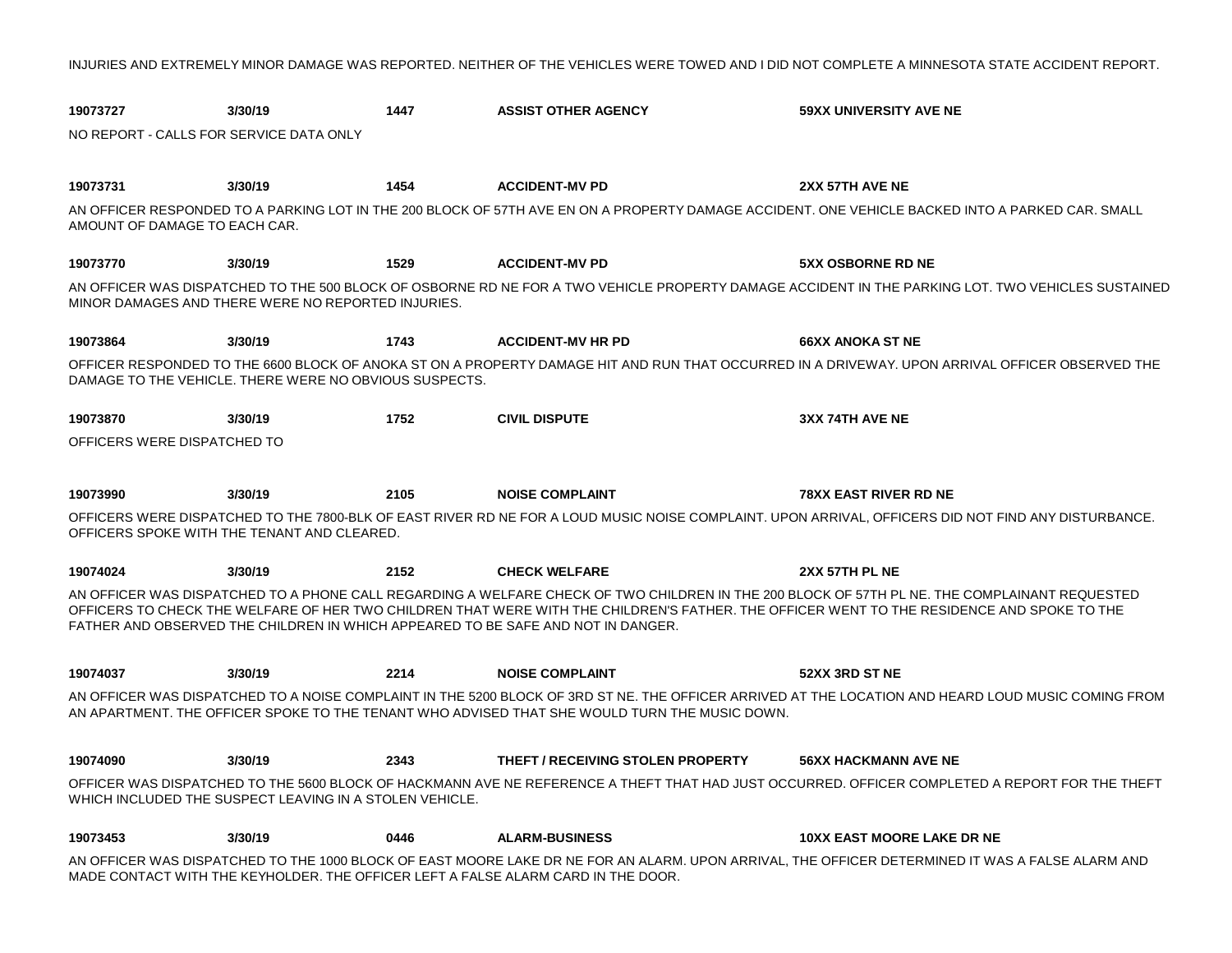INJURIES AND EXTREMELY MINOR DAMAGE WAS REPORTED. NEITHER OF THE VEHICLES WERE TOWED AND I DID NOT COMPLETE A MINNESOTA STATE ACCIDENT REPORT.

**19073727** | **3/30/19** | **1447** | **ASSIST OTHER AGENCY** | **59XX UNIVERSITY AVE NE**

NO REPORT - CALLS FOR SERVICE DATA ONLY

**19073731** | **3/30/19** | **1454** | **ACCIDENT-MV PD** | **2XX 57TH AVE NE**

AN OFFICER RESPONDED TO A PARKING LOT IN THE 200 BLOCK OF 57TH AVE EN ON A PROPERTY DAMAGE ACCIDENT. ONE VEHICLE BACKED INTO A PARKED CAR. SMALL AMOUNT OF DAMAGE TO EACH CAR.

**19073770** | **3/30/19** | **1529** | **ACCIDENT-MV PD** | **5XX OSBORNE RD NE**

AN OFFICER WAS DISPATCHED TO THE 500 BLOCK OF OSBORNE RD NE FOR A TWO VEHICLE PROPERTY DAMAGE ACCIDENT IN THE PARKING LOT. TWO VEHICLES SUSTAINED MINOR DAMAGES AND THERE WERE NO REPORTED INJURIES.

**19073864** | **3/30/19** | **1743** | **ACCIDENT-MV HR PD** | **66XX ANOKA ST NE**

OFFICER RESPONDED TO THE 6600 BLOCK OF ANOKA ST ON A PROPERTY DAMAGE HIT AND RUN THAT OCCURRED IN A DRIVEWAY. UPON ARRIVAL OFFICER OBSERVED THE DAMAGE TO THE VEHICLE. THERE WERE NO OBVIOUS SUSPECTS.

**19073870** | **3/30/19** | **1752** | **CIVIL DISPUTE** | **3XX 74TH AVE NE**

OFFICERS WERE DISPATCHED TO

**19073990** | **3/30/19** | **2105** | **NOISE COMPLAINT** | **78XX EAST RIVER RD NE**

OFFICERS WERE DISPATCHED TO THE 7800-BLK OF EAST RIVER RD NE FOR A LOUD MUSIC NOISE COMPLAINT. UPON ARRIVAL, OFFICERS DID NOT FIND ANY DISTURBANCE. OFFICERS SPOKE WITH THE TENANT AND CLEARED.

**19074024** | **3/30/19** | **2152** | **CHECK WELFARE** | **2XX 57TH PL NE**

AN OFFICER WAS DISPATCHED TO A PHONE CALL REGARDING A WELFARE CHECK OF TWO CHILDREN IN THE 200 BLOCK OF 57TH PL NE. THE COMPLAINANT REQUESTED OFFICERS TO CHECK THE WELFARE OF HER TWO CHILDREN THAT WERE WITH THE CHILDREN'S FATHER. THE OFFICER WENT TO THE RESIDENCE AND SPOKE TO THE FATHER AND OBSERVED THE CHILDREN IN WHICH APPEARED TO BE SAFE AND NOT IN DANGER.

**19074037** | **3/30/19** | **2214** | **NOISE COMPLAINT** | **52XX 3RD ST NE**

AN OFFICER WAS DISPATCHED TO A NOISE COMPLAINT IN THE 5200 BLOCK OF 3RD ST NE. THE OFFICER ARRIVED AT THE LOCATION AND HEARD LOUD MUSIC COMING FROM AN APARTMENT. THE OFFICER SPOKE TO THE TENANT WHO ADVISED THAT SHE WOULD TURN THE MUSIC DOWN.

**19074090** | **3/30/19** | **2343** | **THEFT / RECEIVING STOLEN PROPERTY** | **56XX HACKMANN AVE NE**

OFFICER WAS DISPATCHED TO THE 5600 BLOCK OF HACKMANN AVE NE REFERENCE A THEFT THAT HAD JUST OCCURRED. OFFICER COMPLETED A REPORT FOR THE THEFT WHICH INCLUDED THE SUSPECT LEAVING IN A STOLEN VEHICLE.

**19073453** | **3/30/19** | **0446** | **ALARM-BUSINESS** | **10XX EAST MOORE LAKE DR NE**

AN OFFICER WAS DISPATCHED TO THE 1000 BLOCK OF EAST MOORE LAKE DR NE FOR AN ALARM. UPON ARRIVAL, THE OFFICER DETERMINED IT WAS A FALSE ALARM AND MADE CONTACT WITH THE KEYHOLDER. THE OFFICER LEFT A FALSE ALARM CARD IN THE DOOR.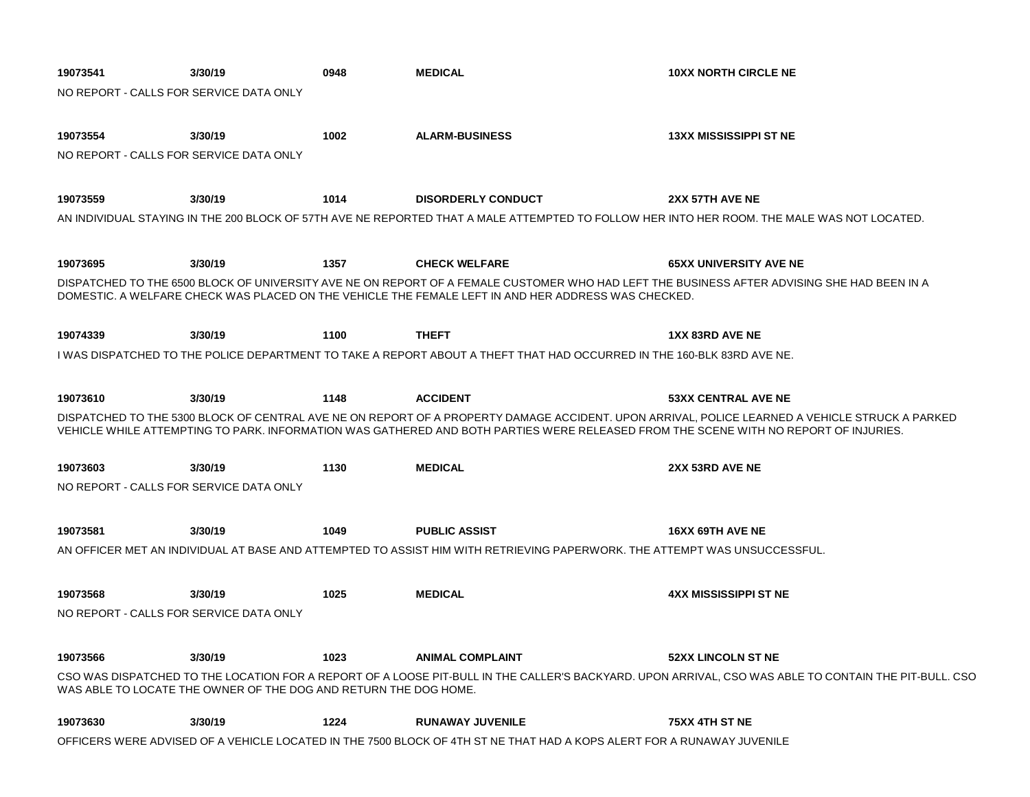**19073541** **3/30/19** **0948** **MEDICAL** **10XX NORTH CIRCLE NE**

NO REPORT - CALLS FOR SERVICE DATA ONLY

**19073554** **3/30/19** **1002** **ALARM-BUSINESS** **13XX MISSISSIPPI ST NE**

NO REPORT - CALLS FOR SERVICE DATA ONLY

**19073559** **3/30/19** **1014** **DISORDERLY CONDUCT** **2XX 57TH AVE NE**

AN INDIVIDUAL STAYING IN THE 200 BLOCK OF 57TH AVE NE REPORTED THAT A MALE ATTEMPTED TO FOLLOW HER INTO HER ROOM. THE MALE WAS NOT LOCATED.

**19073695** **3/30/19** **1357** **CHECK WELFARE** **65XX UNIVERSITY AVE NE**

DISPATCHED TO THE 6500 BLOCK OF UNIVERSITY AVE NE ON REPORT OF A FEMALE CUSTOMER WHO HAD LEFT THE BUSINESS AFTER ADVISING SHE HAD BEEN IN A DOMESTIC. A WELFARE CHECK WAS PLACED ON THE VEHICLE THE FEMALE LEFT IN AND HER ADDRESS WAS CHECKED.

**19074339** **3/30/19** **1100** **THEFT** **1XX 83RD AVE NE**

I WAS DISPATCHED TO THE POLICE DEPARTMENT TO TAKE A REPORT ABOUT A THEFT THAT HAD OCCURRED IN THE 160-BLK 83RD AVE NE.

**19073610** **3/30/19** **1148** **ACCIDENT** **53XX CENTRAL AVE NE**

DISPATCHED TO THE 5300 BLOCK OF CENTRAL AVE NE ON REPORT OF A PROPERTY DAMAGE ACCIDENT. UPON ARRIVAL, POLICE LEARNED A VEHICLE STRUCK A PARKED VEHICLE WHILE ATTEMPTING TO PARK. INFORMATION WAS GATHERED AND BOTH PARTIES WERE RELEASED FROM THE SCENE WITH NO REPORT OF INJURIES.

**19073603** **3/30/19** **1130** **MEDICAL** **2XX 53RD AVE NE**

NO REPORT - CALLS FOR SERVICE DATA ONLY

**19073581** **3/30/19** **1049** **PUBLIC ASSIST** **16XX 69TH AVE NE**

AN OFFICER MET AN INDIVIDUAL AT BASE AND ATTEMPTED TO ASSIST HIM WITH RETRIEVING PAPERWORK. THE ATTEMPT WAS UNSUCCESSFUL.

**19073568** **3/30/19** **1025** **MEDICAL** **4XX MISSISSIPPI ST NE**

NO REPORT - CALLS FOR SERVICE DATA ONLY

**19073566** **3/30/19** **1023** **ANIMAL COMPLAINT** **52XX LINCOLN ST NE**

CSO WAS DISPATCHED TO THE LOCATION FOR A REPORT OF A LOOSE PIT-BULL IN THE CALLER'S BACKYARD. UPON ARRIVAL, CSO WAS ABLE TO CONTAIN THE PIT-BULL. CSO WAS ABLE TO LOCATE THE OWNER OF THE DOG AND RETURN THE DOG HOME.

**19073630** **3/30/19** **1224** **RUNAWAY JUVENILE** **75XX 4TH ST NE**

OFFICERS WERE ADVISED OF A VEHICLE LOCATED IN THE 7500 BLOCK OF 4TH ST NE THAT HAD A KOPS ALERT FOR A RUNAWAY JUVENILE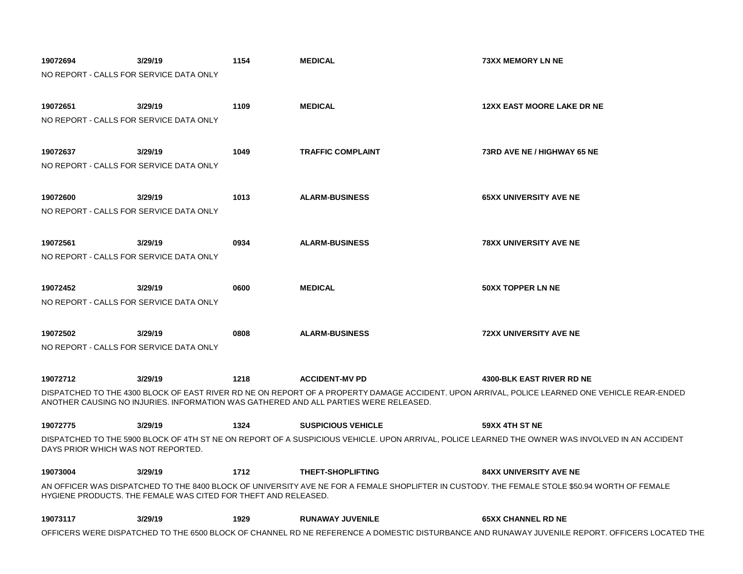**19072694** **3/29/19** **1154** **MEDICAL** **73XX MEMORY LN NE**

NO REPORT - CALLS FOR SERVICE DATA ONLY

**19072651** **3/29/19** **1109** **MEDICAL** **12XX EAST MOORE LAKE DR NE**

NO REPORT - CALLS FOR SERVICE DATA ONLY

**19072637** **3/29/19** **1049** **TRAFFIC COMPLAINT** **73RD AVE NE / HIGHWAY 65 NE**

NO REPORT - CALLS FOR SERVICE DATA ONLY

**19072600** **3/29/19** **1013** **ALARM-BUSINESS** **65XX UNIVERSITY AVE NE**

NO REPORT - CALLS FOR SERVICE DATA ONLY

**19072561** **3/29/19** **0934** **ALARM-BUSINESS** **78XX UNIVERSITY AVE NE**

NO REPORT - CALLS FOR SERVICE DATA ONLY

**19072452** **3/29/19** **0600** **MEDICAL** **50XX TOPPER LN NE**

NO REPORT - CALLS FOR SERVICE DATA ONLY

**19072502** **3/29/19** **0808** **ALARM-BUSINESS** **72XX UNIVERSITY AVE NE**

NO REPORT - CALLS FOR SERVICE DATA ONLY

**19072712** **3/29/19** **1218** **ACCIDENT-MV PD** **4300-BLK EAST RIVER RD NE**

DISPATCHED TO THE 4300 BLOCK OF EAST RIVER RD NE ON REPORT OF A PROPERTY DAMAGE ACCIDENT. UPON ARRIVAL, POLICE LEARNED ONE VEHICLE REAR-ENDED ANOTHER CAUSING NO INJURIES. INFORMATION WAS GATHERED AND ALL PARTIES WERE RELEASED.

**19072775** **3/29/19** **1324** **SUSPICIOUS VEHICLE** **59XX 4TH ST NE**

DISPATCHED TO THE 5900 BLOCK OF 4TH ST NE ON REPORT OF A SUSPICIOUS VEHICLE. UPON ARRIVAL, POLICE LEARNED THE OWNER WAS INVOLVED IN AN ACCIDENT DAYS PRIOR WHICH WAS NOT REPORTED.

**19073004** **3/29/19** **1712** **THEFT-SHOPLIFTING** **84XX UNIVERSITY AVE NE**

AN OFFICER WAS DISPATCHED TO THE 8400 BLOCK OF UNIVERSITY AVE NE FOR A FEMALE SHOPLIFTER IN CUSTODY. THE FEMALE STOLE $50.94 WORTH OF FEMALE HYGIENE PRODUCTS. THE FEMALE WAS CITED FOR THEFT AND RELEASED.

**19073117** **3/29/19** **1929** **RUNAWAY JUVENILE** **65XX CHANNEL RD NE**

OFFICERS WERE DISPATCHED TO THE 6500 BLOCK OF CHANNEL RD NE REFERENCE A DOMESTIC DISTURBANCE AND RUNAWAY JUVENILE REPORT. OFFICERS LOCATED THE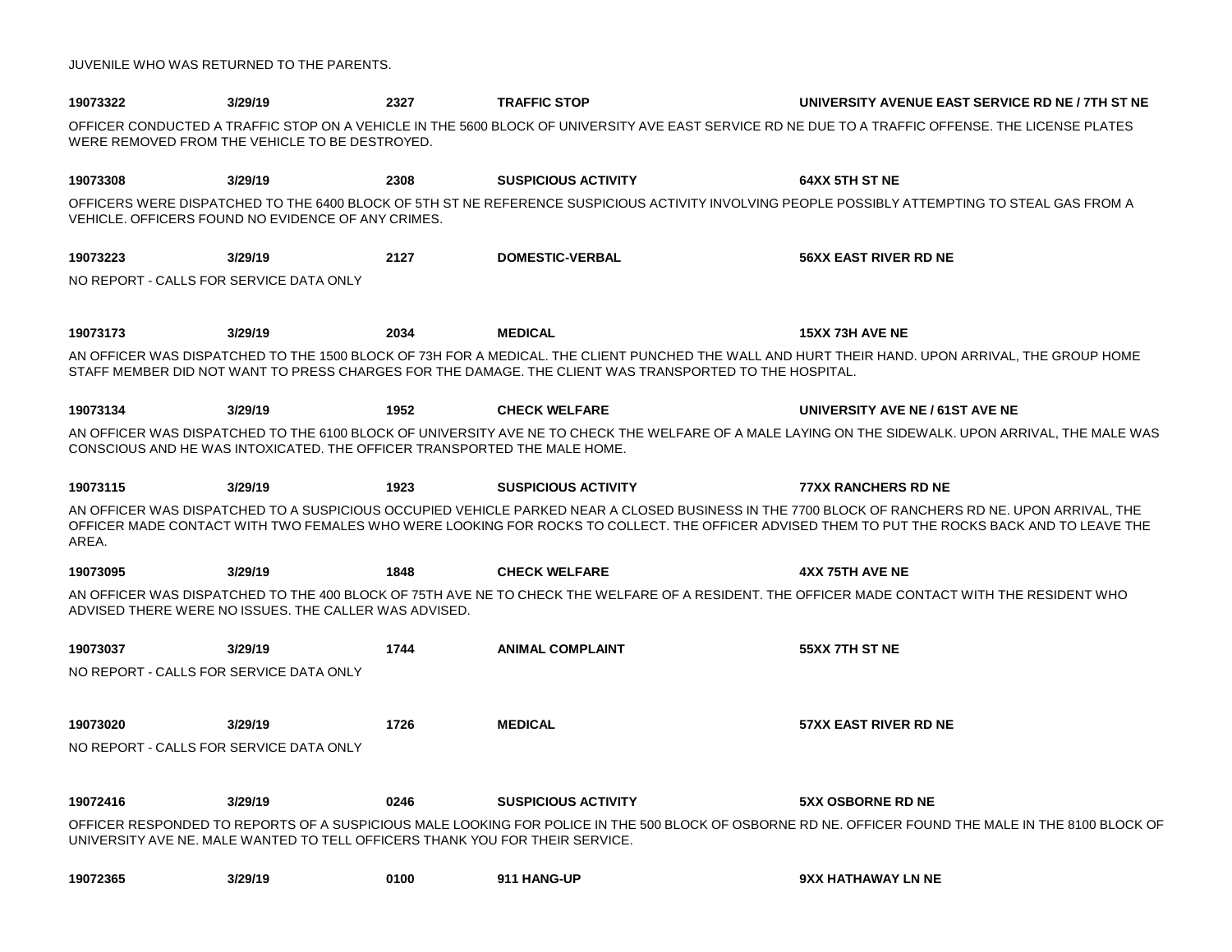JUVENILE WHO WAS RETURNED TO THE PARENTS.

**19073322** **3/29/19** **2327** **TRAFFIC STOP** **UNIVERSITY AVENUE EAST SERVICE RD NE / 7TH ST NE**

OFFICER CONDUCTED A TRAFFIC STOP ON A VEHICLE IN THE 5600 BLOCK OF UNIVERSITY AVE EAST SERVICE RD NE DUE TO A TRAFFIC OFFENSE. THE LICENSE PLATES WERE REMOVED FROM THE VEHICLE TO BE DESTROYED.

**19073308** **3/29/19** **2308** **SUSPICIOUS ACTIVITY** **64XX 5TH ST NE**

OFFICERS WERE DISPATCHED TO THE 6400 BLOCK OF 5TH ST NE REFERENCE SUSPICIOUS ACTIVITY INVOLVING PEOPLE POSSIBLY ATTEMPTING TO STEAL GAS FROM A VEHICLE. OFFICERS FOUND NO EVIDENCE OF ANY CRIMES.

**19073223** **3/29/19** **2127** **DOMESTIC-VERBAL** **56XX EAST RIVER RD NE**

NO REPORT - CALLS FOR SERVICE DATA ONLY

**19073173** **3/29/19** **2034** **MEDICAL** **15XX 73H AVE NE**

AN OFFICER WAS DISPATCHED TO THE 1500 BLOCK OF 73H FOR A MEDICAL. THE CLIENT PUNCHED THE WALL AND HURT THEIR HAND. UPON ARRIVAL, THE GROUP HOME STAFF MEMBER DID NOT WANT TO PRESS CHARGES FOR THE DAMAGE. THE CLIENT WAS TRANSPORTED TO THE HOSPITAL.

**19073134** **3/29/19** **1952** **CHECK WELFARE** **UNIVERSITY AVE NE / 61ST AVE NE**

AN OFFICER WAS DISPATCHED TO THE 6100 BLOCK OF UNIVERSITY AVE NE TO CHECK THE WELFARE OF A MALE LAYING ON THE SIDEWALK. UPON ARRIVAL, THE MALE WAS CONSCIOUS AND HE WAS INTOXICATED. THE OFFICER TRANSPORTED THE MALE HOME.

**19073115** **3/29/19** **1923** **SUSPICIOUS ACTIVITY** **77XX RANCHERS RD NE**

AN OFFICER WAS DISPATCHED TO A SUSPICIOUS OCCUPIED VEHICLE PARKED NEAR A CLOSED BUSINESS IN THE 7700 BLOCK OF RANCHERS RD NE. UPON ARRIVAL, THE OFFICER MADE CONTACT WITH TWO FEMALES WHO WERE LOOKING FOR ROCKS TO COLLECT. THE OFFICER ADVISED THEM TO PUT THE ROCKS BACK AND TO LEAVE THE AREA.

**19073095** **3/29/19** **1848** **CHECK WELFARE** **4XX 75TH AVE NE**

AN OFFICER WAS DISPATCHED TO THE 400 BLOCK OF 75TH AVE NE TO CHECK THE WELFARE OF A RESIDENT. THE OFFICER MADE CONTACT WITH THE RESIDENT WHO ADVISED THERE WERE NO ISSUES. THE CALLER WAS ADVISED.

**19073037** **3/29/19** **1744** **ANIMAL COMPLAINT** **55XX 7TH ST NE**

NO REPORT - CALLS FOR SERVICE DATA ONLY

**19073020** **3/29/19** **1726** **MEDICAL** **57XX EAST RIVER RD NE**

NO REPORT - CALLS FOR SERVICE DATA ONLY

**19072416** **3/29/19** **0246** **SUSPICIOUS ACTIVITY** **5XX OSBORNE RD NE**

OFFICER RESPONDED TO REPORTS OF A SUSPICIOUS MALE LOOKING FOR POLICE IN THE 500 BLOCK OF OSBORNE RD NE. OFFICER FOUND THE MALE IN THE 8100 BLOCK OF UNIVERSITY AVE NE. MALE WANTED TO TELL OFFICERS THANK YOU FOR THEIR SERVICE.

**19072365** **3/29/19** **0100** **911 HANG-UP** **9XX HATHAWAY LN NE**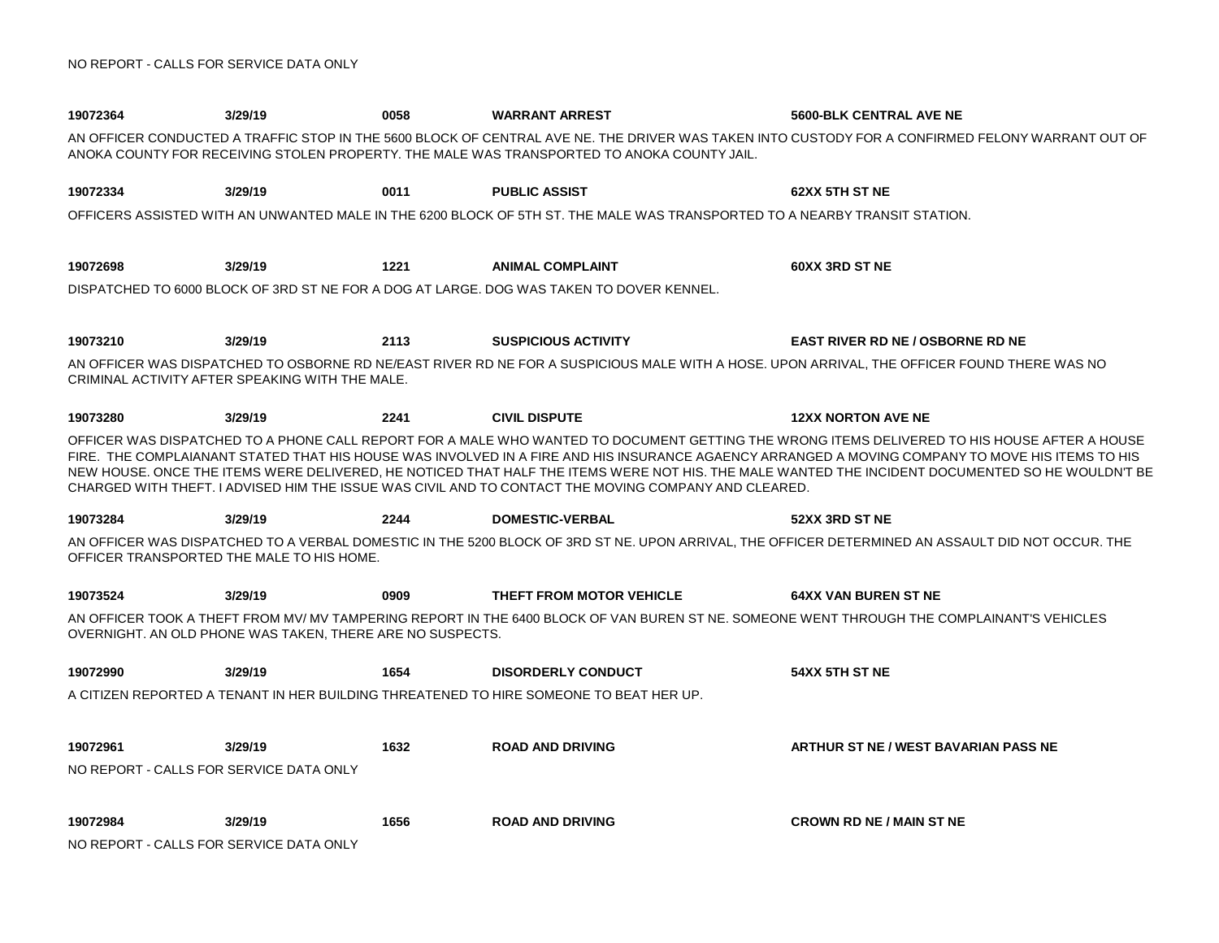NO REPORT - CALLS FOR SERVICE DATA ONLY

**19072364** **3/29/19** **0058** **WARRANT ARREST** **5600-BLK CENTRAL AVE NE**

AN OFFICER CONDUCTED A TRAFFIC STOP IN THE 5600 BLOCK OF CENTRAL AVE NE. THE DRIVER WAS TAKEN INTO CUSTODY FOR A CONFIRMED FELONY WARRANT OUT OF ANOKA COUNTY FOR RECEIVING STOLEN PROPERTY. THE MALE WAS TRANSPORTED TO ANOKA COUNTY JAIL.

**19072334** **3/29/19** **0011** **PUBLIC ASSIST** **62XX 5TH ST NE**

OFFICERS ASSISTED WITH AN UNWANTED MALE IN THE 6200 BLOCK OF 5TH ST. THE MALE WAS TRANSPORTED TO A NEARBY TRANSIT STATION.

**19072698** **3/29/19** **1221** **ANIMAL COMPLAINT** **60XX 3RD ST NE**

DISPATCHED TO 6000 BLOCK OF 3RD ST NE FOR A DOG AT LARGE. DOG WAS TAKEN TO DOVER KENNEL.

**19073210** **3/29/19** **2113** **SUSPICIOUS ACTIVITY** **EAST RIVER RD NE / OSBORNE RD NE**

AN OFFICER WAS DISPATCHED TO OSBORNE RD NE/EAST RIVER RD NE FOR A SUSPICIOUS MALE WITH A HOSE. UPON ARRIVAL, THE OFFICER FOUND THERE WAS NO CRIMINAL ACTIVITY AFTER SPEAKING WITH THE MALE.

**19073280** **3/29/19** **2241** **CIVIL DISPUTE** **12XX NORTON AVE NE**

OFFICER WAS DISPATCHED TO A PHONE CALL REPORT FOR A MALE WHO WANTED TO DOCUMENT GETTING THE WRONG ITEMS DELIVERED TO HIS HOUSE AFTER A HOUSE FIRE. THE COMPLAIANANT STATED THAT HIS HOUSE WAS INVOLVED IN A FIRE AND HIS INSURANCE AGAENCY ARRANGED A MOVING COMPANY TO MOVE HIS ITEMS TO HIS NEW HOUSE. ONCE THE ITEMS WERE DELIVERED, HE NOTICED THAT HALF THE ITEMS WERE NOT HIS. THE MALE WANTED THE INCIDENT DOCUMENTED SO HE WOULDN'T BE CHARGED WITH THEFT. I ADVISED HIM THE ISSUE WAS CIVIL AND TO CONTACT THE MOVING COMPANY AND CLEARED.

**19073284** **3/29/19** **2244** **DOMESTIC-VERBAL** **52XX 3RD ST NE**

AN OFFICER WAS DISPATCHED TO A VERBAL DOMESTIC IN THE 5200 BLOCK OF 3RD ST NE. UPON ARRIVAL, THE OFFICER DETERMINED AN ASSAULT DID NOT OCCUR. THE OFFICER TRANSPORTED THE MALE TO HIS HOME.

**19073524** **3/29/19** **0909** **THEFT FROM MOTOR VEHICLE** **64XX VAN BUREN ST NE**

AN OFFICER TOOK A THEFT FROM MV/ MV TAMPERING REPORT IN THE 6400 BLOCK OF VAN BUREN ST NE. SOMEONE WENT THROUGH THE COMPLAINANT'S VEHICLES OVERNIGHT. AN OLD PHONE WAS TAKEN, THERE ARE NO SUSPECTS.

**19072990** **3/29/19** **1654** **DISORDERLY CONDUCT** **54XX 5TH ST NE**

A CITIZEN REPORTED A TENANT IN HER BUILDING THREATENED TO HIRE SOMEONE TO BEAT HER UP.

**19072961** **3/29/19** **1632** **ROAD AND DRIVING** **ARTHUR ST NE / WEST BAVARIAN PASS NE**

NO REPORT - CALLS FOR SERVICE DATA ONLY

**19072984** **3/29/19** **1656** **ROAD AND DRIVING** **CROWN RD NE / MAIN ST NE**

NO REPORT - CALLS FOR SERVICE DATA ONLY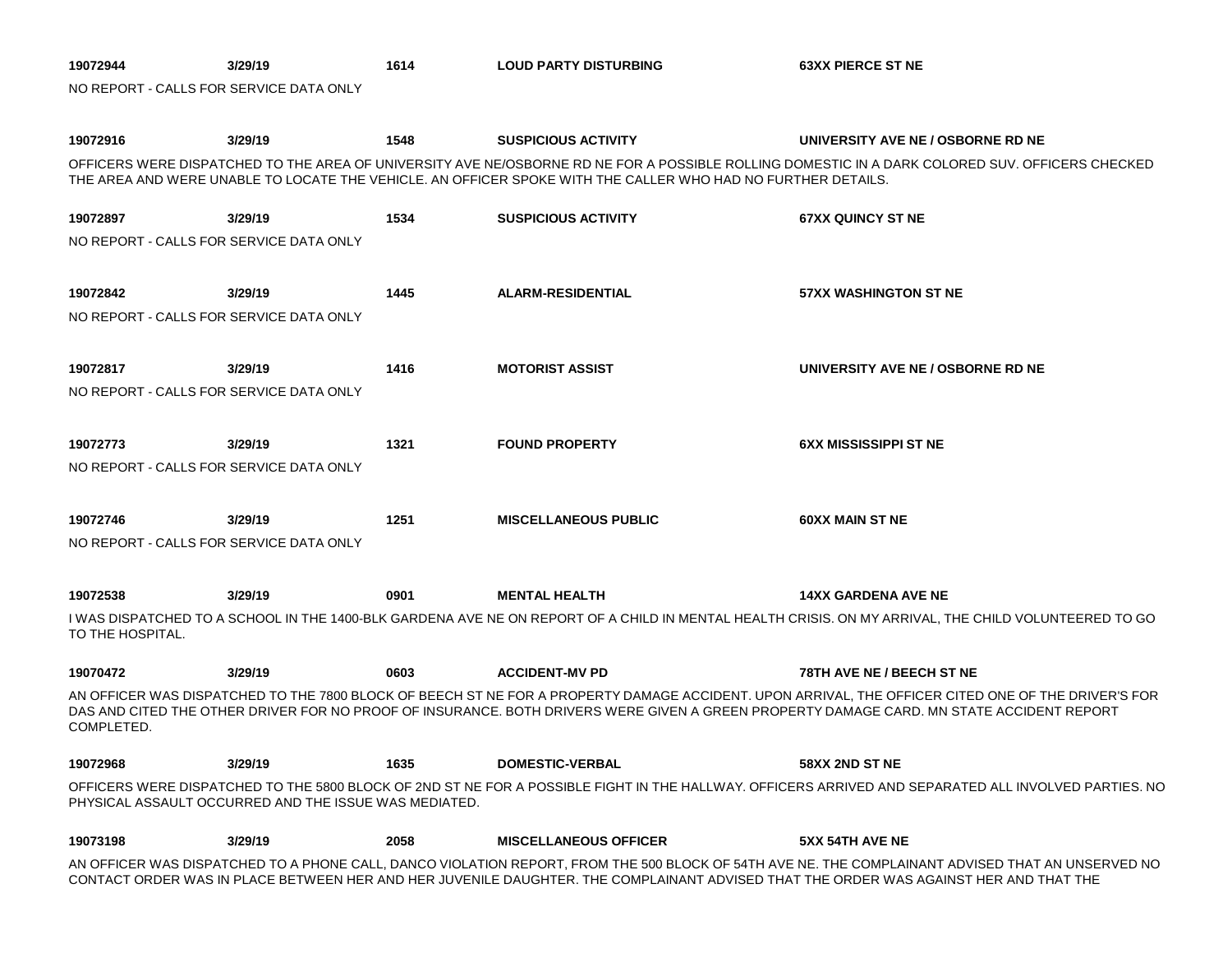**19072944** **3/29/19** **1614** **LOUD PARTY DISTURBING** **63XX PIERCE ST NE**

NO REPORT - CALLS FOR SERVICE DATA ONLY

**19072916** **3/29/19** **1548** **SUSPICIOUS ACTIVITY** **UNIVERSITY AVE NE / OSBORNE RD NE**

OFFICERS WERE DISPATCHED TO THE AREA OF UNIVERSITY AVE NE/OSBORNE RD NE FOR A POSSIBLE ROLLING DOMESTIC IN A DARK COLORED SUV. OFFICERS CHECKED THE AREA AND WERE UNABLE TO LOCATE THE VEHICLE. AN OFFICER SPOKE WITH THE CALLER WHO HAD NO FURTHER DETAILS.

**19072897** **3/29/19** **1534** **SUSPICIOUS ACTIVITY** **67XX QUINCY ST NE**

NO REPORT - CALLS FOR SERVICE DATA ONLY

**19072842** **3/29/19** **1445** **ALARM-RESIDENTIAL** **57XX WASHINGTON ST NE**

NO REPORT - CALLS FOR SERVICE DATA ONLY

**19072817** **3/29/19** **1416** **MOTORIST ASSIST** **UNIVERSITY AVE NE / OSBORNE RD NE**

NO REPORT - CALLS FOR SERVICE DATA ONLY

**19072773** **3/29/19** **1321** **FOUND PROPERTY** **6XX MISSISSIPPI ST NE**

NO REPORT - CALLS FOR SERVICE DATA ONLY

**19072746** **3/29/19** **1251** **MISCELLANEOUS PUBLIC** **60XX MAIN ST NE**

NO REPORT - CALLS FOR SERVICE DATA ONLY

**19072538** **3/29/19** **0901** **MENTAL HEALTH** **14XX GARDENA AVE NE**

I WAS DISPATCHED TO A SCHOOL IN THE 1400-BLK GARDENA AVE NE ON REPORT OF A CHILD IN MENTAL HEALTH CRISIS. ON MY ARRIVAL, THE CHILD VOLUNTEERED TO GO TO THE HOSPITAL.

**19070472** **3/29/19** **0603** **ACCIDENT-MV PD** **78TH AVE NE / BEECH ST NE**

AN OFFICER WAS DISPATCHED TO THE 7800 BLOCK OF BEECH ST NE FOR A PROPERTY DAMAGE ACCIDENT. UPON ARRIVAL, THE OFFICER CITED ONE OF THE DRIVER'S FOR DAS AND CITED THE OTHER DRIVER FOR NO PROOF OF INSURANCE. BOTH DRIVERS WERE GIVEN A GREEN PROPERTY DAMAGE CARD. MN STATE ACCIDENT REPORT COMPLETED.

**19072968** **3/29/19** **1635** **DOMESTIC-VERBAL** **58XX 2ND ST NE**

OFFICERS WERE DISPATCHED TO THE 5800 BLOCK OF 2ND ST NE FOR A POSSIBLE FIGHT IN THE HALLWAY. OFFICERS ARRIVED AND SEPARATED ALL INVOLVED PARTIES. NO PHYSICAL ASSAULT OCCURRED AND THE ISSUE WAS MEDIATED.

**19073198** **3/29/19** **2058** **MISCELLANEOUS OFFICER** **5XX 54TH AVE NE**

AN OFFICER WAS DISPATCHED TO A PHONE CALL, DANCO VIOLATION REPORT, FROM THE 500 BLOCK OF 54TH AVE NE. THE COMPLAINANT ADVISED THAT AN UNSERVED NO CONTACT ORDER WAS IN PLACE BETWEEN HER AND HER JUVENILE DAUGHTER. THE COMPLAINANT ADVISED THAT THE ORDER WAS AGAINST HER AND THAT THE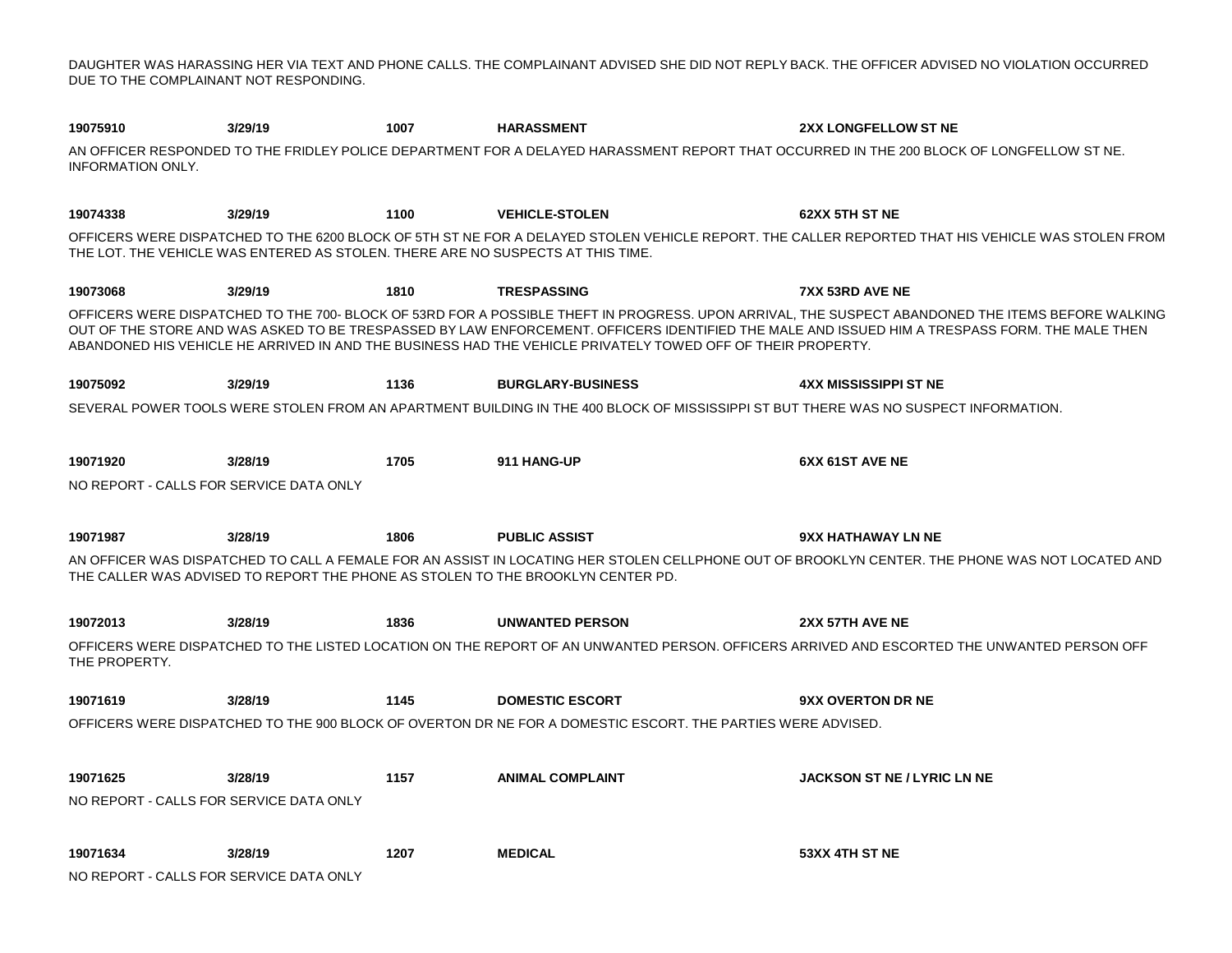DAUGHTER WAS HARASSING HER VIA TEXT AND PHONE CALLS. THE COMPLAINANT ADVISED SHE DID NOT REPLY BACK. THE OFFICER ADVISED NO VIOLATION OCCURRED DUE TO THE COMPLAINANT NOT RESPONDING.

**19075910** **3/29/19** **1007** **HARASSMENT** **2XX LONGFELLOW ST NE**

AN OFFICER RESPONDED TO THE FRIDLEY POLICE DEPARTMENT FOR A DELAYED HARASSMENT REPORT THAT OCCURRED IN THE 200 BLOCK OF LONGFELLOW ST NE. INFORMATION ONLY.

**19074338** **3/29/19** **1100** **VEHICLE-STOLEN** **62XX 5TH ST NE**

OFFICERS WERE DISPATCHED TO THE 6200 BLOCK OF 5TH ST NE FOR A DELAYED STOLEN VEHICLE REPORT. THE CALLER REPORTED THAT HIS VEHICLE WAS STOLEN FROM THE LOT. THE VEHICLE WAS ENTERED AS STOLEN. THERE ARE NO SUSPECTS AT THIS TIME.

**19073068** **3/29/19** **1810** **TRESPASSING** **7XX 53RD AVE NE**

OFFICERS WERE DISPATCHED TO THE 700- BLOCK OF 53RD FOR A POSSIBLE THEFT IN PROGRESS. UPON ARRIVAL, THE SUSPECT ABANDONED THE ITEMS BEFORE WALKING OUT OF THE STORE AND WAS ASKED TO BE TRESPASSED BY LAW ENFORCEMENT. OFFICERS IDENTIFIED THE MALE AND ISSUED HIM A TRESPASS FORM. THE MALE THEN ABANDONED HIS VEHICLE HE ARRIVED IN AND THE BUSINESS HAD THE VEHICLE PRIVATELY TOWED OFF OF THEIR PROPERTY.

**19075092** **3/29/19** **1136** **BURGLARY-BUSINESS** **4XX MISSISSIPPI ST NE**

SEVERAL POWER TOOLS WERE STOLEN FROM AN APARTMENT BUILDING IN THE 400 BLOCK OF MISSISSIPPI ST BUT THERE WAS NO SUSPECT INFORMATION.

**19071920** **3/28/19** **1705** **911 HANG-UP** **6XX 61ST AVE NE**

NO REPORT - CALLS FOR SERVICE DATA ONLY

**19071987** **3/28/19** **1806** **PUBLIC ASSIST** **9XX HATHAWAY LN NE**

AN OFFICER WAS DISPATCHED TO CALL A FEMALE FOR AN ASSIST IN LOCATING HER STOLEN CELLPHONE OUT OF BROOKLYN CENTER. THE PHONE WAS NOT LOCATED AND THE CALLER WAS ADVISED TO REPORT THE PHONE AS STOLEN TO THE BROOKLYN CENTER PD.

**19072013** **3/28/19** **1836** **UNWANTED PERSON** **2XX 57TH AVE NE**

OFFICERS WERE DISPATCHED TO THE LISTED LOCATION ON THE REPORT OF AN UNWANTED PERSON. OFFICERS ARRIVED AND ESCORTED THE UNWANTED PERSON OFF THE PROPERTY.

**19071619** **3/28/19** **1145** **DOMESTIC ESCORT** **9XX OVERTON DR NE**

OFFICERS WERE DISPATCHED TO THE 900 BLOCK OF OVERTON DR NE FOR A DOMESTIC ESCORT. THE PARTIES WERE ADVISED.

**19071625** **3/28/19** **1157** **ANIMAL COMPLAINT** **JACKSON ST NE / LYRIC LN NE**

NO REPORT - CALLS FOR SERVICE DATA ONLY

**19071634** **3/28/19** **1207** **MEDICAL** **53XX 4TH ST NE**

NO REPORT - CALLS FOR SERVICE DATA ONLY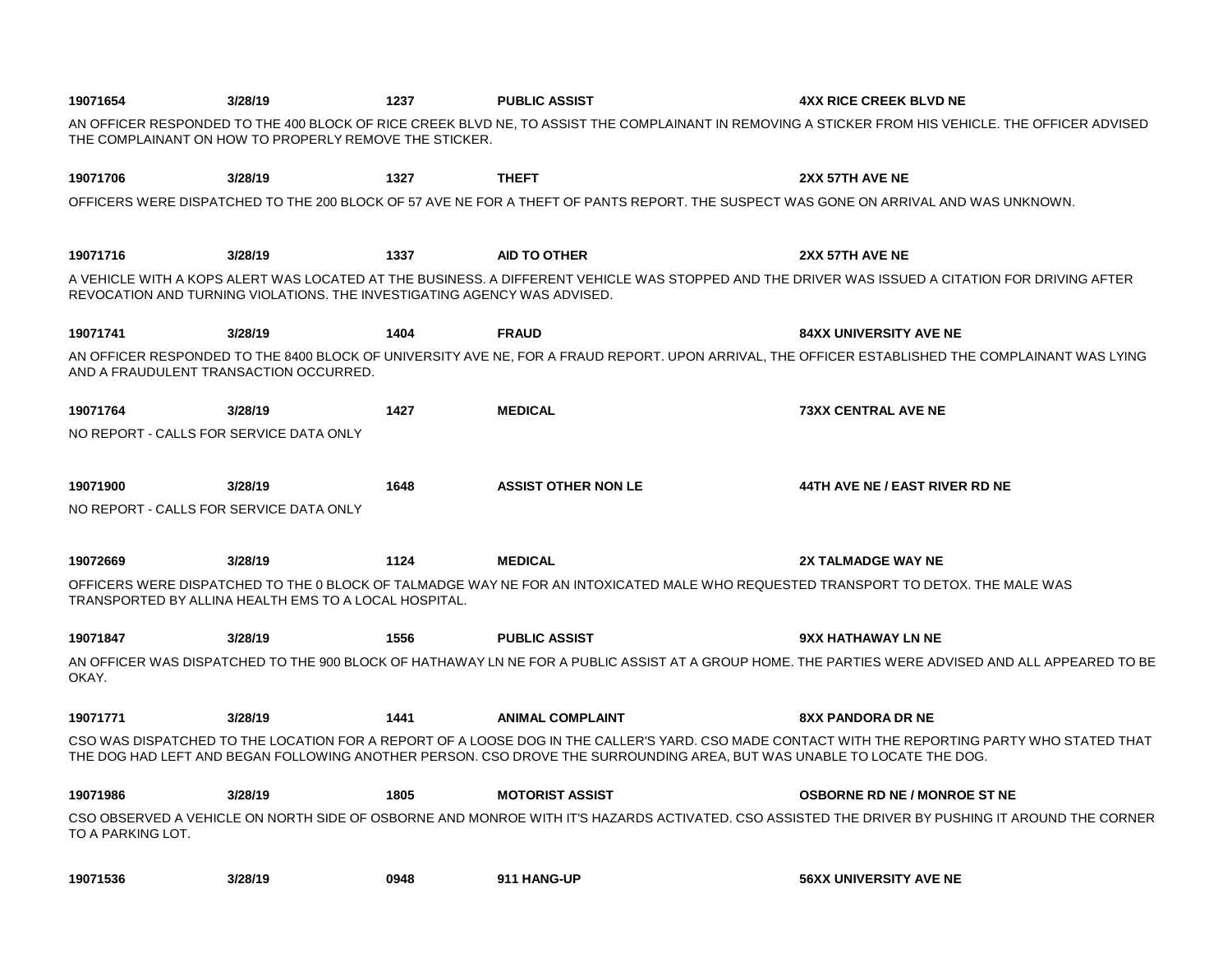**19071654** **3/28/19** **1237** **PUBLIC ASSIST** **4XX RICE CREEK BLVD NE**

AN OFFICER RESPONDED TO THE 400 BLOCK OF RICE CREEK BLVD NE, TO ASSIST THE COMPLAINANT IN REMOVING A STICKER FROM HIS VEHICLE. THE OFFICER ADVISED THE COMPLAINANT ON HOW TO PROPERLY REMOVE THE STICKER.

**19071706** **3/28/19** **1327** **THEFT** **2XX 57TH AVE NE**

OFFICERS WERE DISPATCHED TO THE 200 BLOCK OF 57 AVE NE FOR A THEFT OF PANTS REPORT. THE SUSPECT WAS GONE ON ARRIVAL AND WAS UNKNOWN.

**19071716** **3/28/19** **1337** **AID TO OTHER** **2XX 57TH AVE NE**

A VEHICLE WITH A KOPS ALERT WAS LOCATED AT THE BUSINESS. A DIFFERENT VEHICLE WAS STOPPED AND THE DRIVER WAS ISSUED A CITATION FOR DRIVING AFTER REVOCATION AND TURNING VIOLATIONS. THE INVESTIGATING AGENCY WAS ADVISED.

**19071741** **3/28/19** **1404** **FRAUD** **84XX UNIVERSITY AVE NE**

AN OFFICER RESPONDED TO THE 8400 BLOCK OF UNIVERSITY AVE NE, FOR A FRAUD REPORT. UPON ARRIVAL, THE OFFICER ESTABLISHED THE COMPLAINANT WAS LYING AND A FRAUDULENT TRANSACTION OCCURRED.

**19071764** **3/28/19** **1427** **MEDICAL** **73XX CENTRAL AVE NE**

NO REPORT - CALLS FOR SERVICE DATA ONLY

**19071900** **3/28/19** **1648** **ASSIST OTHER NON LE** **44TH AVE NE / EAST RIVER RD NE**

NO REPORT - CALLS FOR SERVICE DATA ONLY

**19072669** **3/28/19** **1124** **MEDICAL** **2X TALMADGE WAY NE**

OFFICERS WERE DISPATCHED TO THE 0 BLOCK OF TALMADGE WAY NE FOR AN INTOXICATED MALE WHO REQUESTED TRANSPORT TO DETOX. THE MALE WAS TRANSPORTED BY ALLINA HEALTH EMS TO A LOCAL HOSPITAL.

**19071847** **3/28/19** **1556** **PUBLIC ASSIST** **9XX HATHAWAY LN NE**

AN OFFICER WAS DISPATCHED TO THE 900 BLOCK OF HATHAWAY LN NE FOR A PUBLIC ASSIST AT A GROUP HOME. THE PARTIES WERE ADVISED AND ALL APPEARED TO BE OKAY.

**19071771** **3/28/19** **1441** **ANIMAL COMPLAINT** **8XX PANDORA DR NE**

CSO WAS DISPATCHED TO THE LOCATION FOR A REPORT OF A LOOSE DOG IN THE CALLER'S YARD. CSO MADE CONTACT WITH THE REPORTING PARTY WHO STATED THAT THE DOG HAD LEFT AND BEGAN FOLLOWING ANOTHER PERSON. CSO DROVE THE SURROUNDING AREA, BUT WAS UNABLE TO LOCATE THE DOG.

**19071986** **3/28/19** **1805** **MOTORIST ASSIST** **OSBORNE RD NE / MONROE ST NE**

CSO OBSERVED A VEHICLE ON NORTH SIDE OF OSBORNE AND MONROE WITH IT'S HAZARDS ACTIVATED. CSO ASSISTED THE DRIVER BY PUSHING IT AROUND THE CORNER TO A PARKING LOT.

**19071536** **3/28/19** **0948** **911 HANG-UP** **56XX UNIVERSITY AVE NE**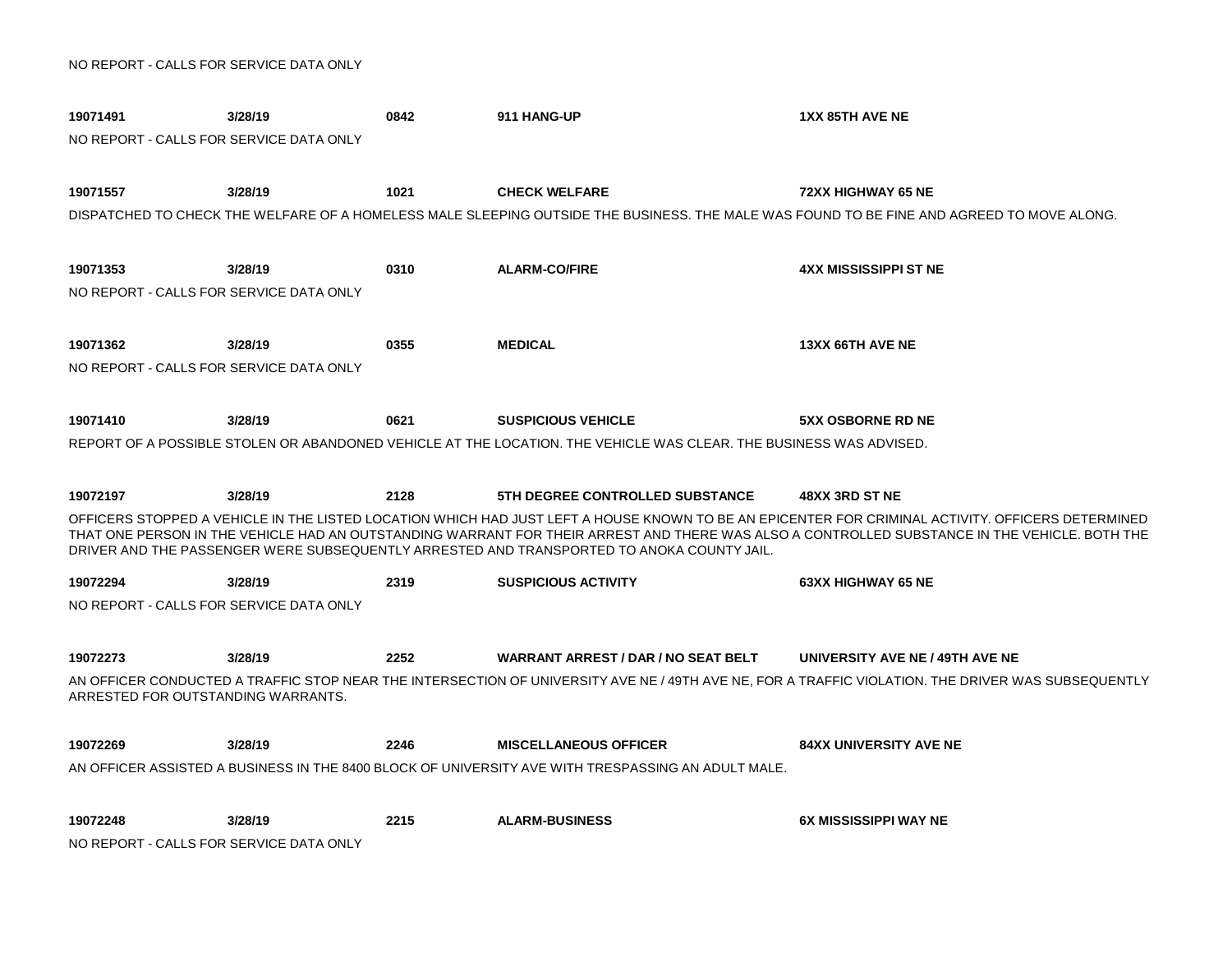NO REPORT - CALLS FOR SERVICE DATA ONLY

**19071491** **3/28/19** **0842** **911 HANG-UP** **1XX 85TH AVE NE**

NO REPORT - CALLS FOR SERVICE DATA ONLY

**19071557** **3/28/19** **1021** **CHECK WELFARE** **72XX HIGHWAY 65 NE**

DISPATCHED TO CHECK THE WELFARE OF A HOMELESS MALE SLEEPING OUTSIDE THE BUSINESS. THE MALE WAS FOUND TO BE FINE AND AGREED TO MOVE ALONG.

**19071353** **3/28/19** **0310** **ALARM-CO/FIRE** **4XX MISSISSIPPI ST NE**

NO REPORT - CALLS FOR SERVICE DATA ONLY

**19071362** **3/28/19** **0355** **MEDICAL** **13XX 66TH AVE NE**

NO REPORT - CALLS FOR SERVICE DATA ONLY

**19071410** **3/28/19** **0621** **SUSPICIOUS VEHICLE** **5XX OSBORNE RD NE**

REPORT OF A POSSIBLE STOLEN OR ABANDONED VEHICLE AT THE LOCATION. THE VEHICLE WAS CLEAR. THE BUSINESS WAS ADVISED.

**19072197** **3/28/19** **2128** **5TH DEGREE CONTROLLED SUBSTANCE** **48XX 3RD ST NE**

OFFICERS STOPPED A VEHICLE IN THE LISTED LOCATION WHICH HAD JUST LEFT A HOUSE KNOWN TO BE AN EPICENTER FOR CRIMINAL ACTIVITY. OFFICERS DETERMINED THAT ONE PERSON IN THE VEHICLE HAD AN OUTSTANDING WARRANT FOR THEIR ARREST AND THERE WAS ALSO A CONTROLLED SUBSTANCE IN THE VEHICLE. BOTH THE DRIVER AND THE PASSENGER WERE SUBSEQUENTLY ARRESTED AND TRANSPORTED TO ANOKA COUNTY JAIL.

**19072294** **3/28/19** **2319** **SUSPICIOUS ACTIVITY** **63XX HIGHWAY 65 NE**

NO REPORT - CALLS FOR SERVICE DATA ONLY

**19072273** **3/28/19** **2252** **WARRANT ARREST / DAR / NO SEAT BELT** **UNIVERSITY AVE NE / 49TH AVE NE**

AN OFFICER CONDUCTED A TRAFFIC STOP NEAR THE INTERSECTION OF UNIVERSITY AVE NE / 49TH AVE NE, FOR A TRAFFIC VIOLATION. THE DRIVER WAS SUBSEQUENTLY ARRESTED FOR OUTSTANDING WARRANTS.

**19072269** **3/28/19** **2246** **MISCELLANEOUS OFFICER** **84XX UNIVERSITY AVE NE**

AN OFFICER ASSISTED A BUSINESS IN THE 8400 BLOCK OF UNIVERSITY AVE WITH TRESPASSING AN ADULT MALE.

**19072248** **3/28/19** **2215** **ALARM-BUSINESS** **6X MISSISSIPPI WAY NE**

NO REPORT - CALLS FOR SERVICE DATA ONLY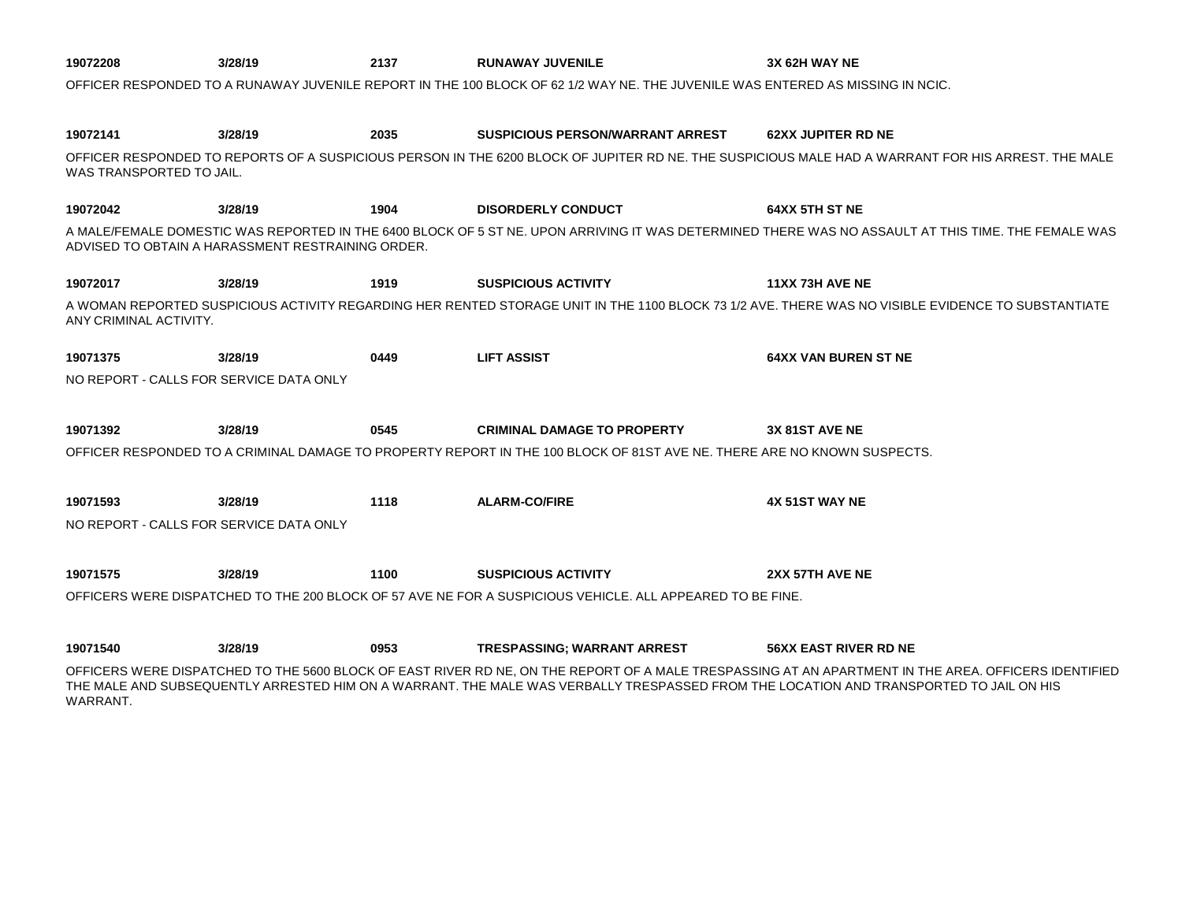**19072208** **3/28/19** **2137** **RUNAWAY JUVENILE** **3X 62H WAY NE**

OFFICER RESPONDED TO A RUNAWAY JUVENILE REPORT IN THE 100 BLOCK OF 62 1/2 WAY NE. THE JUVENILE WAS ENTERED AS MISSING IN NCIC.

**19072141** **3/28/19** **2035** **SUSPICIOUS PERSON/WARRANT ARREST** **62XX JUPITER RD NE**

OFFICER RESPONDED TO REPORTS OF A SUSPICIOUS PERSON IN THE 6200 BLOCK OF JUPITER RD NE. THE SUSPICIOUS MALE HAD A WARRANT FOR HIS ARREST. THE MALE WAS TRANSPORTED TO JAIL.

**19072042** **3/28/19** **1904** **DISORDERLY CONDUCT** **64XX 5TH ST NE**

A MALE/FEMALE DOMESTIC WAS REPORTED IN THE 6400 BLOCK OF 5 ST NE. UPON ARRIVING IT WAS DETERMINED THERE WAS NO ASSAULT AT THIS TIME. THE FEMALE WAS ADVISED TO OBTAIN A HARASSMENT RESTRAINING ORDER.

**19072017** **3/28/19** **1919** **SUSPICIOUS ACTIVITY** **11XX 73H AVE NE**

A WOMAN REPORTED SUSPICIOUS ACTIVITY REGARDING HER RENTED STORAGE UNIT IN THE 1100 BLOCK 73 1/2 AVE. THERE WAS NO VISIBLE EVIDENCE TO SUBSTANTIATE ANY CRIMINAL ACTIVITY.

**19071375** **3/28/19** **0449** **LIFT ASSIST** **64XX VAN BUREN ST NE**

NO REPORT - CALLS FOR SERVICE DATA ONLY

**19071392** **3/28/19** **0545** **CRIMINAL DAMAGE TO PROPERTY** **3X 81ST AVE NE**

OFFICER RESPONDED TO A CRIMINAL DAMAGE TO PROPERTY REPORT IN THE 100 BLOCK OF 81ST AVE NE. THERE ARE NO KNOWN SUSPECTS.

**19071593** **3/28/19** **1118** **ALARM-CO/FIRE** **4X 51ST WAY NE**

NO REPORT - CALLS FOR SERVICE DATA ONLY

**19071575** **3/28/19** **1100** **SUSPICIOUS ACTIVITY** **2XX 57TH AVE NE**

OFFICERS WERE DISPATCHED TO THE 200 BLOCK OF 57 AVE NE FOR A SUSPICIOUS VEHICLE. ALL APPEARED TO BE FINE.

**19071540** **3/28/19** **0953** **TRESPASSING; WARRANT ARREST** **56XX EAST RIVER RD NE**

OFFICERS WERE DISPATCHED TO THE 5600 BLOCK OF EAST RIVER RD NE, ON THE REPORT OF A MALE TRESPASSING AT AN APARTMENT IN THE AREA. OFFICERS IDENTIFIED THE MALE AND SUBSEQUENTLY ARRESTED HIM ON A WARRANT. THE MALE WAS VERBALLY TRESPASSED FROM THE LOCATION AND TRANSPORTED TO JAIL ON HIS WARRANT.